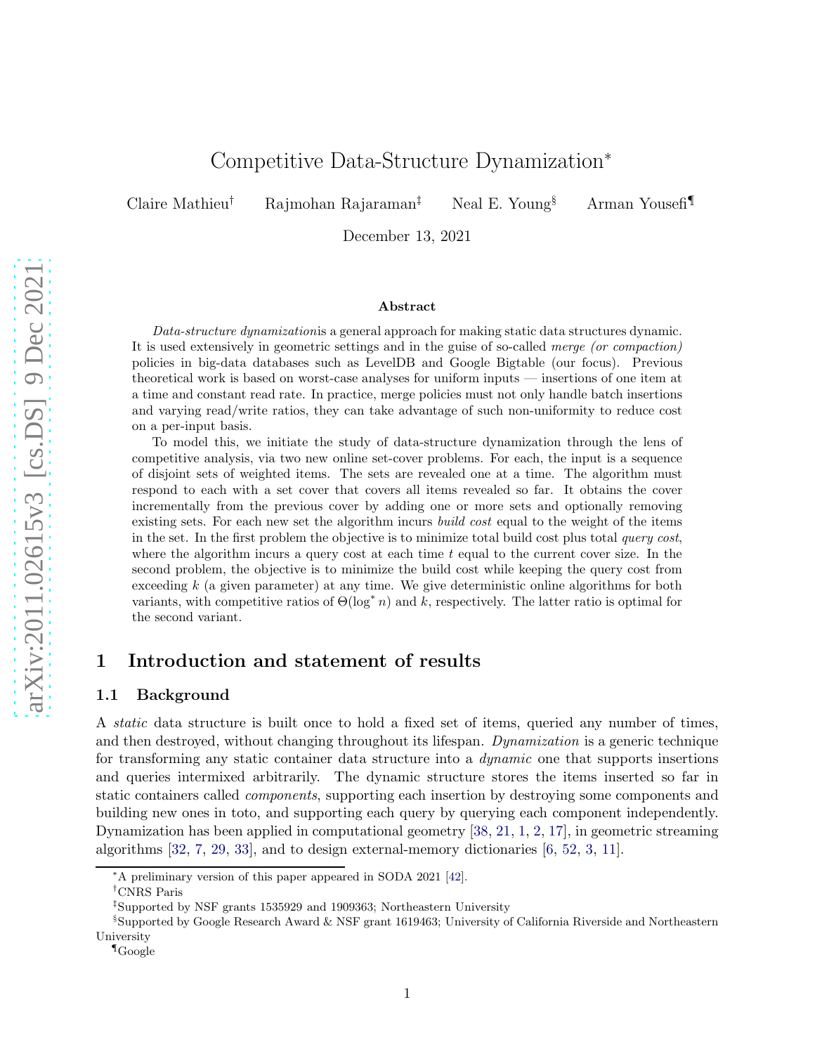# Competitive Data-Structure Dynamization*

Claire Mathieu[†] Rajmohan Rajaraman[‡] Neal E. Young[§] Arman Yousefi[¶]

December 13, 2021

### Abstract

*Data-structure dynamization*is a general approach for making static data structures dynamic. It is used extensively in geometric settings and in the guise of so-called *merge (or compaction)* policies in big-data databases such as LevelDB and Google Bigtable (our focus). Previous theoretical work is based on worst-case analyses for uniform inputs — insertions of one item at a time and constant read rate. In practice, merge policies must not only handle batch insertions and varying read/write ratios, they can take advantage of such non-uniformity to reduce cost on a per-input basis.

To model this, we initiate the study of data-structure dynamization through the lens of competitive analysis, via two new online set-cover problems. For each, the input is a sequence of disjoint sets of weighted items. The sets are revealed one at a time. The algorithm must respond to each with a set cover that covers all items revealed so far. It obtains the cover incrementally from the previous cover by adding one or more sets and optionally removing existing sets. For each new set the algorithm incurs *build cost* equal to the weight of the items in the set. In the first problem the objective is to minimize total build cost plus total *query cost*, where the algorithm incurs a query cost at each time $t$ equal to the current cover size. In the second problem, the objective is to minimize the build cost while keeping the query cost from exceeding $k$ (a given parameter) at any time. We give deterministic online algorithms for both variants, with competitive ratios of $\Theta(\log^* n)$ and $k$, respectively. The latter ratio is optimal for the second variant.

## 1 Introduction and statement of results

### 1.1 Background

A *static* data structure is built once to hold a fixed set of items, queried any number of times, and then destroyed, without changing throughout its lifespan. *Dynamization* is a generic technique for transforming any static container data structure into a *dynamic* one that supports insertions and queries intermixed arbitrarily. The dynamic structure stores the items inserted so far in static containers called *components*, supporting each insertion by destroying some components and building new ones in toto, and supporting each query by querying each component independently. Dynamization has been applied in computational geometry [38, 21, 1, 2, 17], in geometric streaming algorithms [32, 7, 29, 33], and to design external-memory dictionaries [6, 52, 3, 11].

---

*A preliminary version of this paper appeared in SODA 2021 [42].

[†]CNRS Paris

[‡]Supported by NSF grants 1535929 and 1909363; Northeastern University

[§]Supported by Google Research Award & NSF grant 1619463; University of California Riverside and Northeastern University

[¶]Google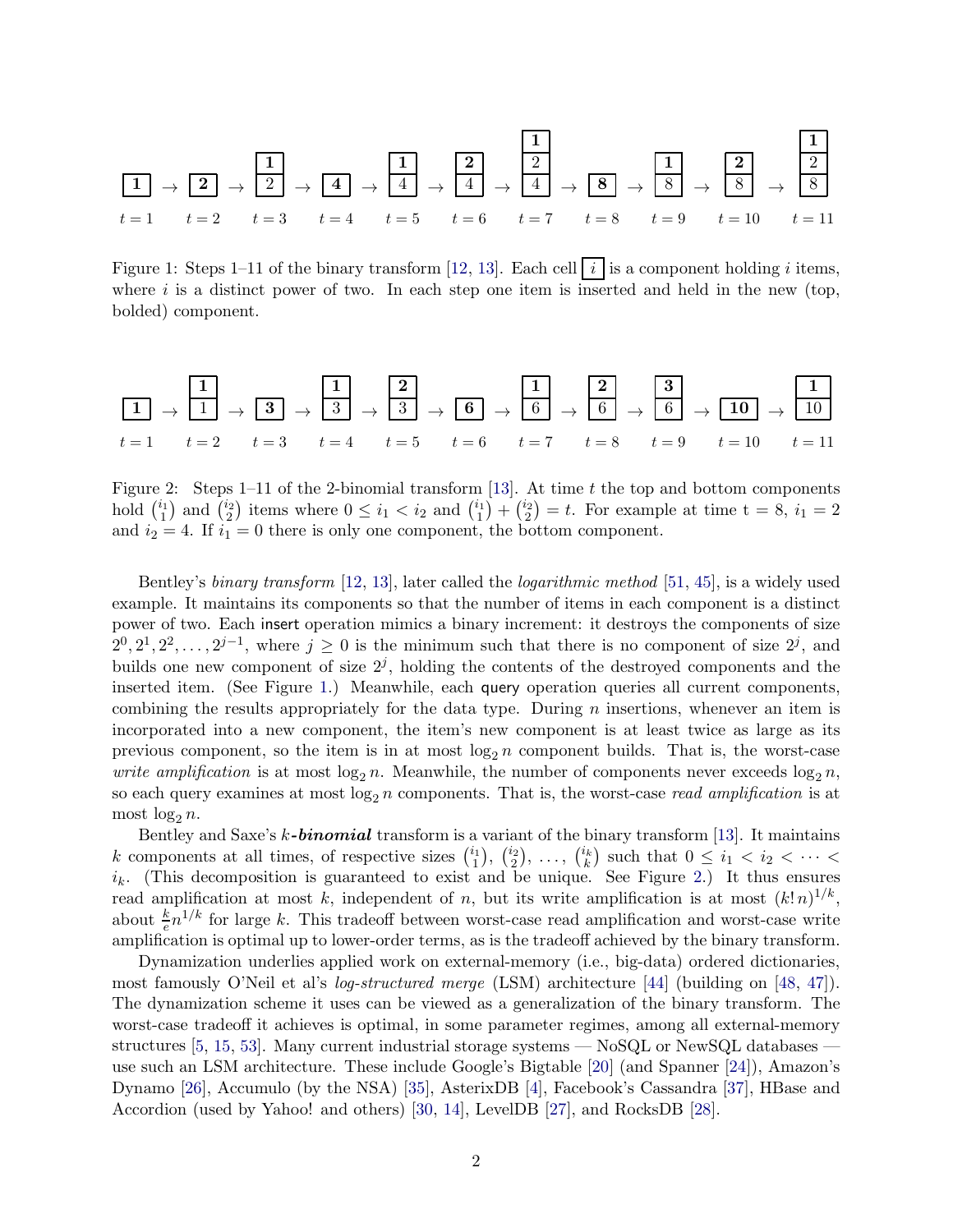| 1 | → | 1 / 2 | → | 1 / 2 | → | 4 | → | 1 / 4 | → | 2 / 4 | → | 1 / 2 / 4 | → | 8 | → | 1 / 8 | → | 2 / 8 | → | 1 / 2 / 8 |
|---|---|---|---|---|---|---|---|---|---|---|---|---|---|---|---|---|---|---|---|---|
| $t = 1$ | | $t = 2$ | | $t = 3$ | | $t = 4$ | | $t = 5$ | | $t = 6$ | | $t = 7$ | | $t = 8$ | | $t = 9$ | | $t = 10$ | | $t = 11$ |

Figure 1: Steps 1–11 of the binary transform [12, 13]. Each cell $\boxed{i}$ is a component holding $i$ items, where $i$ is a distinct power of two. In each step one item is inserted and held in the new (top, bolded) component.

| 1 | → | 1 / 1 | → | 3 | → | 1 / 3 | → | 2 / 3 | → | 6 | → | 1 / 6 | → | 2 / 6 | → | 3 / 6 | → | 10 | → | 1 / 10 |
|---|---|---|---|---|---|---|---|---|---|---|---|---|---|---|---|---|---|---|---|---|
| $t = 1$ | | $t = 2$ | | $t = 3$ | | $t = 4$ | | $t = 5$ | | $t = 6$ | | $t = 7$ | | $t = 8$ | | $t = 9$ | | $t = 10$ | | $t = 11$ |

Figure 2: Steps 1–11 of the 2-binomial transform [13]. At time $t$ the top and bottom components hold $\binom{i_1}{1}$ and $\binom{i_2}{2}$ items where $0 \le i_1 < i_2$ and $\binom{i_1}{1} + \binom{i_2}{2} = t$. For example at time t = 8, $i_1 = 2$ and $i_2 = 4$. If $i_1 = 0$ there is only one component, the bottom component.

Bentley's *binary transform* [12, 13], later called the *logarithmic method* [51, 45], is a widely used example. It maintains its components so that the number of items in each component is a distinct power of two. Each insert operation mimics a binary increment: it destroys the components of size $2^0, 2^1, 2^2, \ldots, 2^{j-1}$, where $j \ge 0$ is the minimum such that there is no component of size $2^j$, and builds one new component of size $2^j$, holding the contents of the destroyed components and the inserted item. (See Figure 1.) Meanwhile, each query operation queries all current components, combining the results appropriately for the data type. During $n$ insertions, whenever an item is incorporated into a new component, the item's new component is at least twice as large as its previous component, so the item is in at most $\log_2 n$ component builds. That is, the worst-case *write amplification* is at most $\log_2 n$. Meanwhile, the number of components never exceeds $\log_2 n$, so each query examines at most $\log_2 n$ components. That is, the worst-case *read amplification* is at most $\log_2 n$.

Bentley and Saxe's $k$-***binomial*** transform is a variant of the binary transform [13]. It maintains $k$ components at all times, of respective sizes $\binom{i_1}{1}, \binom{i_2}{2}, \ldots, \binom{i_k}{k}$ such that $0 \le i_1 < i_2 < \cdots < i_k$. (This decomposition is guaranteed to exist and be unique. See Figure 2.) It thus ensures read amplification at most $k$, independent of $n$, but its write amplification is at most $(k!\,n)^{1/k}$, about $\frac{k}{e}n^{1/k}$ for large $k$. This tradeoff between worst-case read amplification and worst-case write amplification is optimal up to lower-order terms, as is the tradeoff achieved by the binary transform.

Dynamization underlies applied work on external-memory (i.e., big-data) ordered dictionaries, most famously O'Neil et al's *log-structured merge* (LSM) architecture [44] (building on [48, 47]). The dynamization scheme it uses can be viewed as a generalization of the binary transform. The worst-case tradeoff it achieves is optimal, in some parameter regimes, among all external-memory structures [5, 15, 53]. Many current industrial storage systems — NoSQL or NewSQL databases — use such an LSM architecture. These include Google's Bigtable [20] (and Spanner [24]), Amazon's Dynamo [26], Accumulo (by the NSA) [35], AsterixDB [4], Facebook's Cassandra [37], HBase and Accordion (used by Yahoo! and others) [30, 14], LevelDB [27], and RocksDB [28].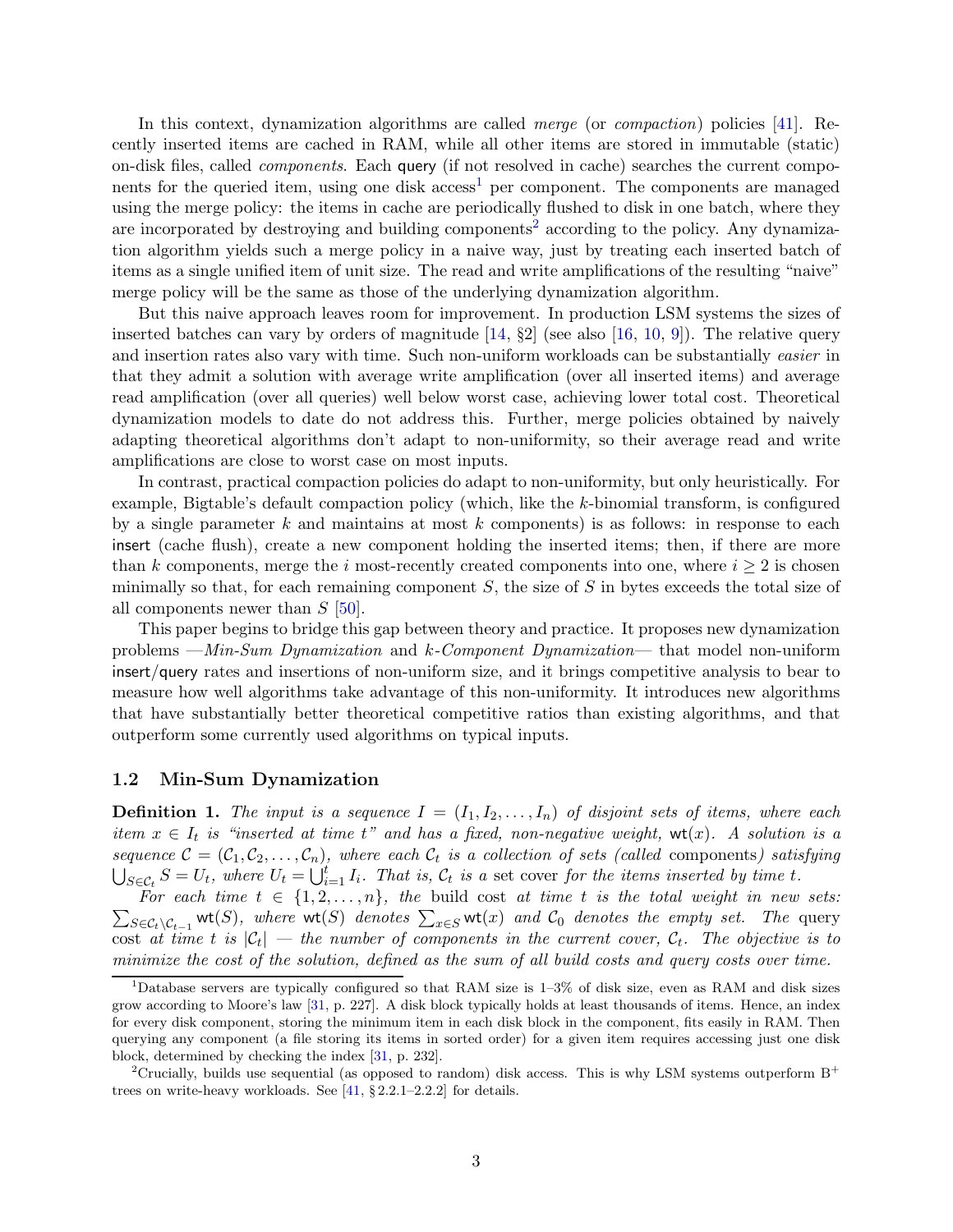In this context, dynamization algorithms are called *merge* (or *compaction*) policies [41]. Recently inserted items are cached in RAM, while all other items are stored in immutable (static) on-disk files, called *components*. Each query (if not resolved in cache) searches the current components for the queried item, using one disk access[1] per component. The components are managed using the merge policy: the items in cache are periodically flushed to disk in one batch, where they are incorporated by destroying and building components[2] according to the policy. Any dynamization algorithm yields such a merge policy in a naive way, just by treating each inserted batch of items as a single unified item of unit size. The read and write amplifications of the resulting "naive" merge policy will be the same as those of the underlying dynamization algorithm.

But this naive approach leaves room for improvement. In production LSM systems the sizes of inserted batches can vary by orders of magnitude [14, §2] (see also [16, 10, 9]). The relative query and insertion rates also vary with time. Such non-uniform workloads can be substantially *easier* in that they admit a solution with average write amplification (over all inserted items) and average read amplification (over all queries) well below worst case, achieving lower total cost. Theoretical dynamization models to date do not address this. Further, merge policies obtained by naively adapting theoretical algorithms don't adapt to non-uniformity, so their average read and write amplifications are close to worst case on most inputs.

In contrast, practical compaction policies do adapt to non-uniformity, but only heuristically. For example, Bigtable's default compaction policy (which, like the $k$-binomial transform, is configured by a single parameter $k$ and maintains at most $k$ components) is as follows: in response to each insert (cache flush), create a new component holding the inserted items; then, if there are more than $k$ components, merge the $i$ most-recently created components into one, where $i \geq 2$ is chosen minimally so that, for each remaining component $S$, the size of $S$ in bytes exceeds the total size of all components newer than $S$ [50].

This paper begins to bridge this gap between theory and practice. It proposes new dynamization problems —*Min-Sum Dynamization* and *k-Component Dynamization*— that model non-uniform insert/query rates and insertions of non-uniform size, and it brings competitive analysis to bear to measure how well algorithms take advantage of this non-uniformity. It introduces new algorithms that have substantially better theoretical competitive ratios than existing algorithms, and that outperform some currently used algorithms on typical inputs.

### 1.2 Min-Sum Dynamization

**Definition 1.** *The input is a sequence $I = (I_1, I_2, \ldots, I_n)$ of disjoint sets of items, where each item $x \in I_t$ is "inserted at time $t$" and has a fixed, non-negative weight, $\mathsf{wt}(x)$. A solution is a sequence $\mathcal{C} = (\mathcal{C}_1, \mathcal{C}_2, \ldots, \mathcal{C}_n)$, where each $\mathcal{C}_t$ is a collection of sets (called* components*) satisfying $\bigcup_{S \in \mathcal{C}_t} S = U_t$, where $U_t = \bigcup_{i=1}^{t} I_i$. That is, $\mathcal{C}_t$ is a* set cover *for the items inserted by time $t$.*

*For each time $t \in \{1, 2, \ldots, n\}$, the* build cost *at time $t$ is the total weight in new sets: $\sum_{S \in \mathcal{C}_t \setminus \mathcal{C}_{t-1}} \mathsf{wt}(S)$, where $\mathsf{wt}(S)$ denotes $\sum_{x \in S} \mathsf{wt}(x)$ and $\mathcal{C}_0$ denotes the empty set. The* query cost *at time $t$ is $|\mathcal{C}_t|$ — the number of components in the current cover, $\mathcal{C}_t$. The objective is to minimize the cost of the solution, defined as the sum of all build costs and query costs over time.*

---

[1] Database servers are typically configured so that RAM size is 1–3% of disk size, even as RAM and disk sizes grow according to Moore's law [31, p. 227]. A disk block typically holds at least thousands of items. Hence, an index for every disk component, storing the minimum item in each disk block in the component, fits easily in RAM. Then querying any component (a file storing its items in sorted order) for a given item requires accessing just one disk block, determined by checking the index [31, p. 232].

[2] Crucially, builds use sequential (as opposed to random) disk access. This is why LSM systems outperform B$^+$ trees on write-heavy workloads. See [41, § 2.2.1–2.2.2] for details.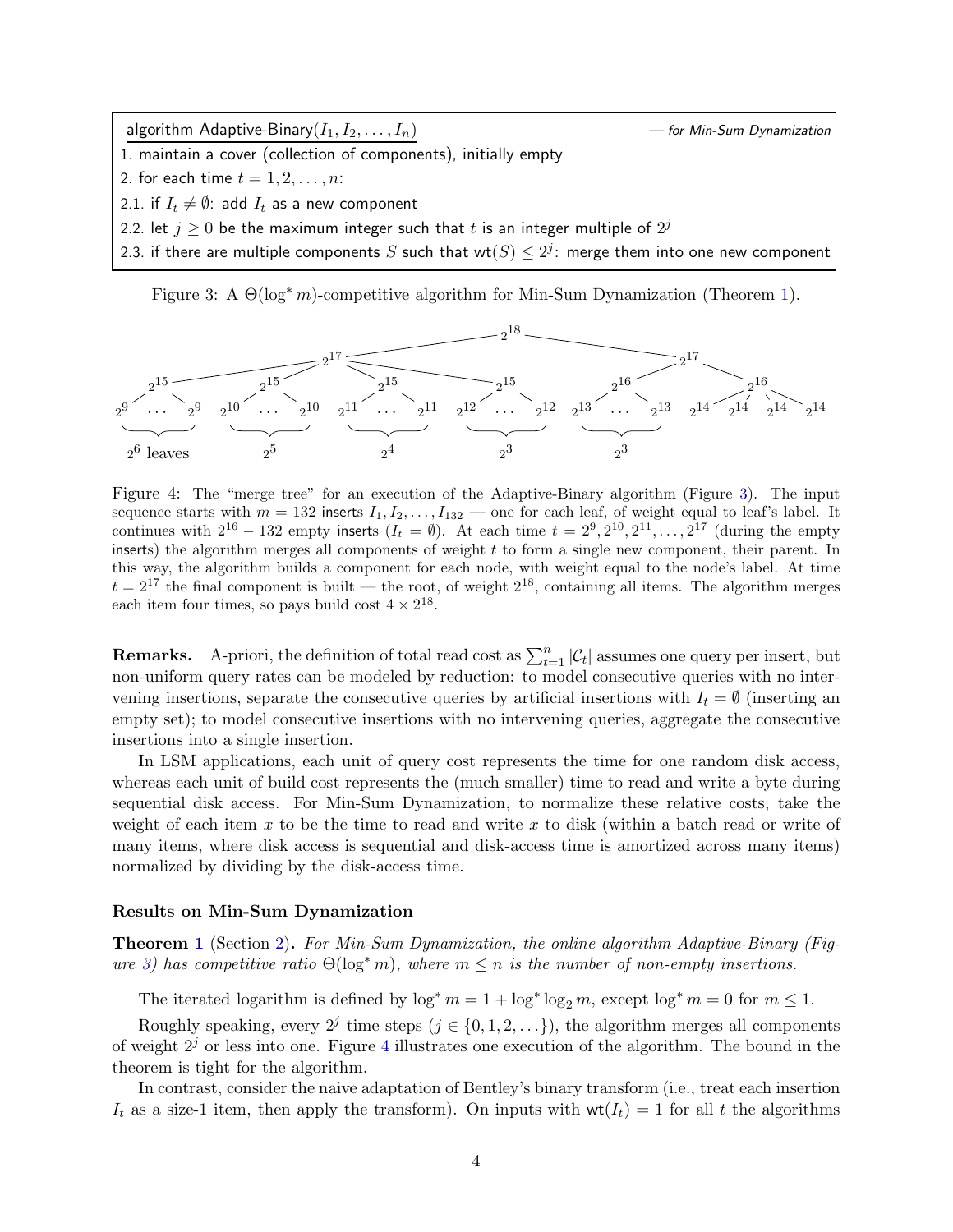```
algorithm Adaptive-Binary(I_1, I_2, ..., I_n)                    — for Min-Sum Dynamization
1. maintain a cover (collection of components), initially empty
2. for each time t = 1, 2, ..., n:
2.1. if I_t ≠ ∅: add I_t as a new component
2.2. let j ≥ 0 be the maximum integer such that t is an integer multiple of 2^j
2.3. if there are multiple components S such that wt(S) ≤ 2^j: merge them into one new component
```

Figure 3: A $\Theta(\log^* m)$-competitive algorithm for Min-Sum Dynamization (Theorem 1).

Figure 4: The "merge tree" for an execution of the Adaptive-Binary algorithm (Figure 3). The input sequence starts with $m = 132$ inserts $I_1, I_2, \ldots, I_{132}$ — one for each leaf, of weight equal to leaf's label. It continues with $2^{16} - 132$ empty inserts ($I_t = \emptyset$). At each time $t = 2^9, 2^{10}, 2^{11}, \ldots, 2^{17}$ (during the empty inserts) the algorithm merges all components of weight $t$ to form a single new component, their parent. In this way, the algorithm builds a component for each node, with weight equal to the node's label. At time $t = 2^{17}$ the final component is built — the root, of weight $2^{18}$, containing all items. The algorithm merges each item four times, so pays build cost $4 \times 2^{18}$.

**Remarks.** A-priori, the definition of total read cost as $\sum_{t=1}^{n} |\mathcal{C}_t|$ assumes one query per insert, but non-uniform query rates can be modeled by reduction: to model consecutive queries with no intervening insertions, separate the consecutive queries by artificial insertions with $I_t = \emptyset$ (inserting an empty set); to model consecutive insertions with no intervening queries, aggregate the consecutive insertions into a single insertion.

In LSM applications, each unit of query cost represents the time for one random disk access, whereas each unit of build cost represents the (much smaller) time to read and write a byte during sequential disk access. For Min-Sum Dynamization, to normalize these relative costs, take the weight of each item $x$ to be the time to read and write $x$ to disk (within a batch read or write of many items, where disk access is sequential and disk-access time is amortized across many items) normalized by dividing by the disk-access time.

### Results on Min-Sum Dynamization

**Theorem 1** (Section 2)**.** *For Min-Sum Dynamization, the online algorithm Adaptive-Binary (Figure 3) has competitive ratio $\Theta(\log^* m)$, where $m \le n$ is the number of non-empty insertions.*

The iterated logarithm is defined by $\log^* m = 1 + \log^* \log_2 m$, except $\log^* m = 0$ for $m \le 1$.

Roughly speaking, every $2^j$ time steps ($j \in \{0, 1, 2, \ldots\}$), the algorithm merges all components of weight $2^j$ or less into one. Figure 4 illustrates one execution of the algorithm. The bound in the theorem is tight for the algorithm.

In contrast, consider the naive adaptation of Bentley's binary transform (i.e., treat each insertion $I_t$ as a size-1 item, then apply the transform). On inputs with $\mathsf{wt}(I_t) = 1$ for all $t$ the algorithms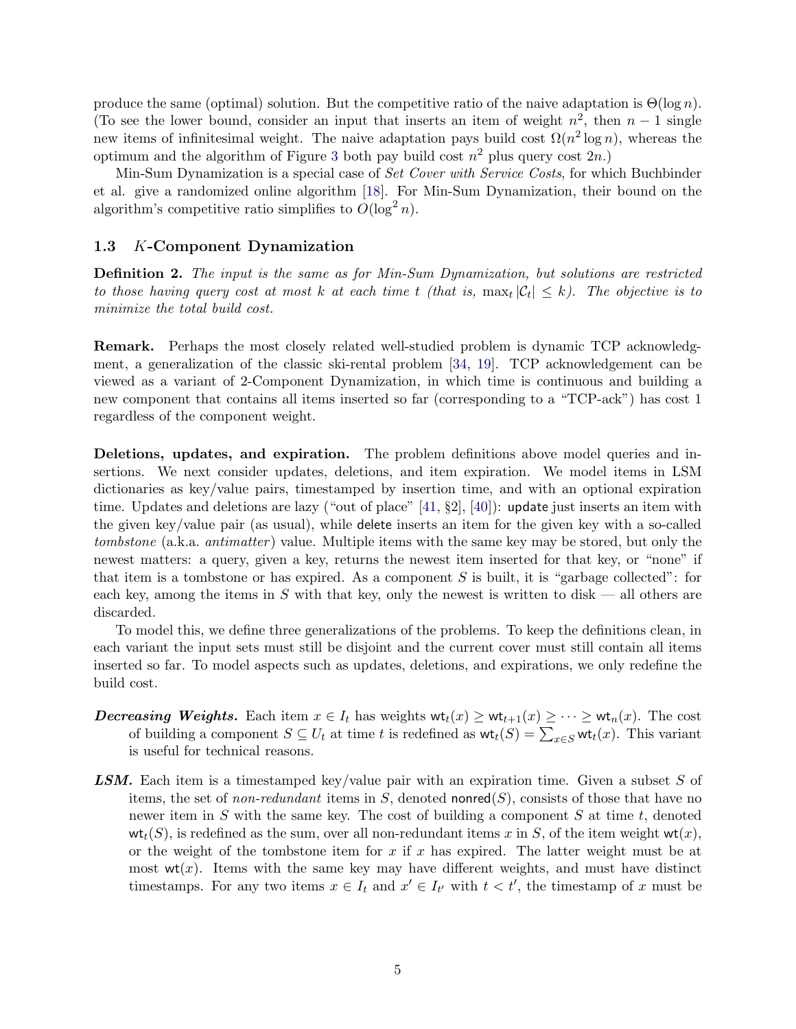produce the same (optimal) solution. But the competitive ratio of the naive adaptation is $\Theta(\log n)$. (To see the lower bound, consider an input that inserts an item of weight $n^2$, then $n-1$ single new items of infinitesimal weight. The naive adaptation pays build cost $\Omega(n^2 \log n)$, whereas the optimum and the algorithm of Figure 3 both pay build cost $n^2$ plus query cost $2n$.)

Min-Sum Dynamization is a special case of *Set Cover with Service Costs*, for which Buchbinder et al. give a randomized online algorithm [18]. For Min-Sum Dynamization, their bound on the algorithm's competitive ratio simplifies to $O(\log^2 n)$.

### 1.3 $K$-Component Dynamization

**Definition 2.** *The input is the same as for Min-Sum Dynamization, but solutions are restricted to those having query cost at most $k$ at each time $t$ (that is, $\max_t |\mathcal{C}_t| \leq k$). The objective is to minimize the total build cost.*

**Remark.** Perhaps the most closely related well-studied problem is dynamic TCP acknowledgment, a generalization of the classic ski-rental problem [34, 19]. TCP acknowledgement can be viewed as a variant of 2-Component Dynamization, in which time is continuous and building a new component that contains all items inserted so far (corresponding to a "TCP-ack") has cost 1 regardless of the component weight.

**Deletions, updates, and expiration.** The problem definitions above model queries and insertions. We next consider updates, deletions, and item expiration. We model items in LSM dictionaries as key/value pairs, timestamped by insertion time, and with an optional expiration time. Updates and deletions are lazy ("out of place" [41, §2], [40]): update just inserts an item with the given key/value pair (as usual), while delete inserts an item for the given key with a so-called *tombstone* (a.k.a. *antimatter*) value. Multiple items with the same key may be stored, but only the newest matters: a query, given a key, returns the newest item inserted for that key, or "none" if that item is a tombstone or has expired. As a component $S$ is built, it is "garbage collected": for each key, among the items in $S$ with that key, only the newest is written to disk — all others are discarded.

To model this, we define three generalizations of the problems. To keep the definitions clean, in each variant the input sets must still be disjoint and the current cover must still contain all items inserted so far. To model aspects such as updates, deletions, and expirations, we only redefine the build cost.

- ***Decreasing Weights.*** Each item $x \in I_t$ has weights $\mathsf{wt}_t(x) \geq \mathsf{wt}_{t+1}(x) \geq \cdots \geq \mathsf{wt}_n(x)$. The cost of building a component $S \subseteq U_t$ at time $t$ is redefined as $\mathsf{wt}_t(S) = \sum_{x \in S} \mathsf{wt}_t(x)$. This variant is useful for technical reasons.

- ***LSM.*** Each item is a timestamped key/value pair with an expiration time. Given a subset $S$ of items, the set of *non-redundant* items in $S$, denoted $\mathsf{nonred}(S)$, consists of those that have no newer item in $S$ with the same key. The cost of building a component $S$ at time $t$, denoted $\mathsf{wt}_t(S)$, is redefined as the sum, over all non-redundant items $x$ in $S$, of the item weight $\mathsf{wt}(x)$, or the weight of the tombstone item for $x$ if $x$ has expired. The latter weight must be at most $\mathsf{wt}(x)$. Items with the same key may have different weights, and must have distinct timestamps. For any two items $x \in I_t$ and $x' \in I_{t'}$ with $t < t'$, the timestamp of $x$ must be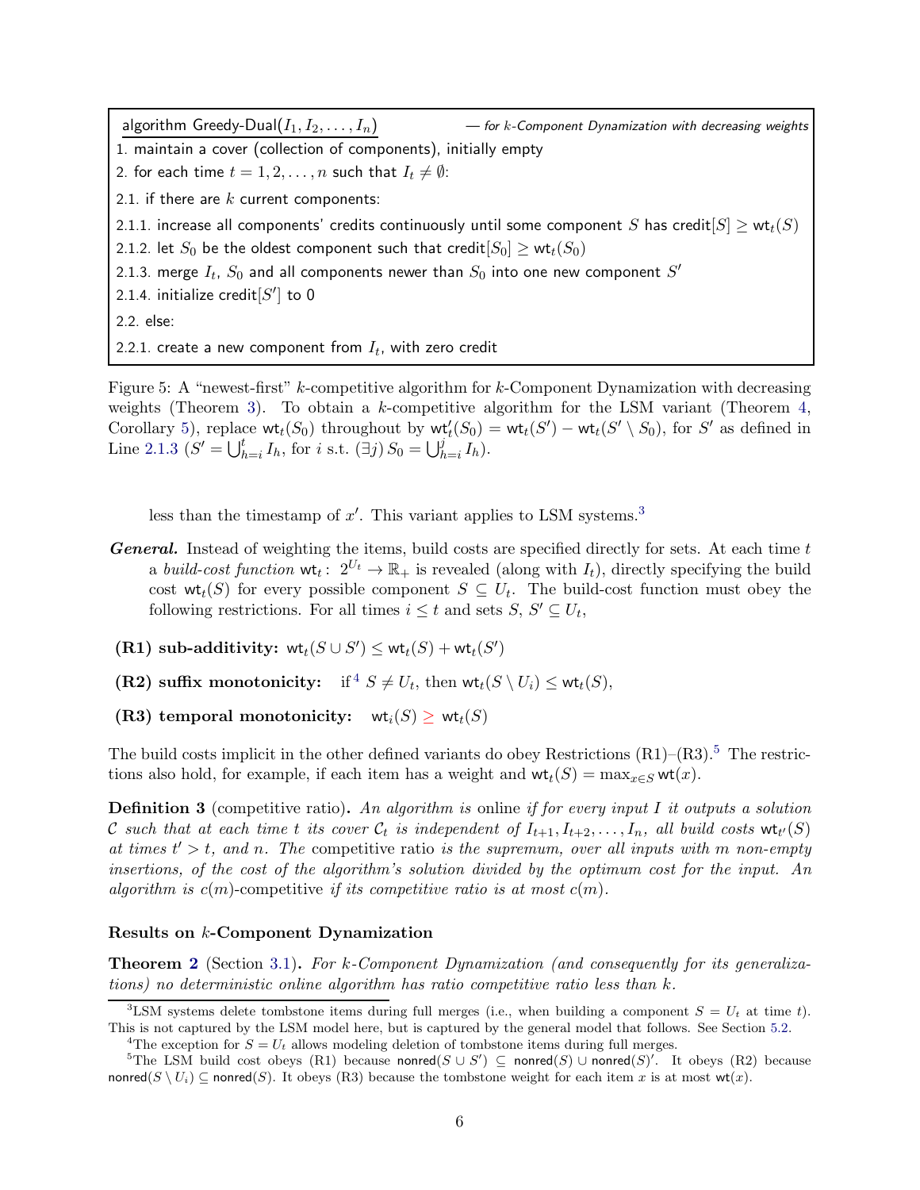```
algorithm Greedy-Dual(I_1, I_2, ..., I_n)          — for k-Component Dynamization with decreasing weights
1. maintain a cover (collection of components), initially empty
2. for each time t = 1, 2, ..., n such that I_t ≠ ∅:
2.1. if there are k current components:
2.1.1. increase all components' credits continuously until some component S has credit[S] ≥ wt_t(S)
2.1.2. let S_0 be the oldest component such that credit[S_0] ≥ wt_t(S_0)
2.1.3. merge I_t, S_0 and all components newer than S_0 into one new component S'
2.1.4. initialize credit[S'] to 0
2.2. else:
2.2.1. create a new component from I_t, with zero credit
```

Figure 5: A "newest-first" $k$-competitive algorithm for $k$-Component Dynamization with decreasing weights (Theorem 3). To obtain a $k$-competitive algorithm for the LSM variant (Theorem 4, Corollary 5), replace $\mathsf{wt}_t(S_0)$ throughout by $\mathsf{wt}'_t(S_0) = \mathsf{wt}_t(S') - \mathsf{wt}_t(S' \setminus S_0)$, for $S'$ as defined in Line 2.1.3 ($S' = \bigcup_{h=i}^{t} I_h$, for $i$ s.t. $(\exists j)\, S_0 = \bigcup_{h=i}^{j} I_h$).

less than the timestamp of $x'$. This variant applies to LSM systems.[3]

***General.*** Instead of weighting the items, build costs are specified directly for sets. At each time $t$ a *build-cost function* $\mathsf{wt}_t\colon\ 2^{U_t} \to \mathbb{R}_+$ is revealed (along with $I_t$), directly specifying the build cost $\mathsf{wt}_t(S)$ for every possible component $S \subseteq U_t$. The build-cost function must obey the following restrictions. For all times $i \le t$ and sets $S, S' \subseteq U_t$,

**(R1) sub-additivity:** $\mathsf{wt}_t(S \cup S') \le \mathsf{wt}_t(S) + \mathsf{wt}_t(S')$

**(R2) suffix monotonicity:** if[4] $S \neq U_t$, then $\mathsf{wt}_t(S \setminus U_i) \le \mathsf{wt}_t(S)$,

**(R3) temporal monotonicity:** $\mathsf{wt}_i(S) \ge \mathsf{wt}_t(S)$

The build costs implicit in the other defined variants do obey Restrictions (R1)–(R3).[5] The restrictions also hold, for example, if each item has a weight and $\mathsf{wt}_t(S) = \max_{x \in S} \mathsf{wt}(x)$.

**Definition 3** (competitive ratio)**.** *An algorithm is* online *if for every input $I$ it outputs a solution $\mathcal{C}$ such that at each time $t$ its cover $\mathcal{C}_t$ is independent of $I_{t+1}, I_{t+2}, \ldots, I_n$, all build costs $\mathsf{wt}_{t'}(S)$ at times $t' > t$, and $n$. The* competitive ratio *is the supremum, over all inputs with $m$ non-empty insertions, of the cost of the algorithm's solution divided by the optimum cost for the input. An algorithm is $c(m)$-competitive if its competitive ratio is at most $c(m)$.*

### Results on $k$-Component Dynamization

**Theorem 2** (Section 3.1)**.** *For k-Component Dynamization (and consequently for its generalizations) no deterministic online algorithm has ratio competitive ratio less than $k$.*

---

[3] LSM systems delete tombstone items during full merges (i.e., when building a component $S = U_t$ at time $t$). This is not captured by the LSM model here, but is captured by the general model that follows. See Section 5.2.

[4] The exception for $S = U_t$ allows modeling deletion of tombstone items during full merges.

[5] The LSM build cost obeys (R1) because $\mathsf{nonred}(S \cup S') \subseteq \mathsf{nonred}(S) \cup \mathsf{nonred}(S)'$. It obeys (R2) because $\mathsf{nonred}(S \setminus U_i) \subseteq \mathsf{nonred}(S)$. It obeys (R3) because the tombstone weight for each item $x$ is at most $\mathsf{wt}(x)$.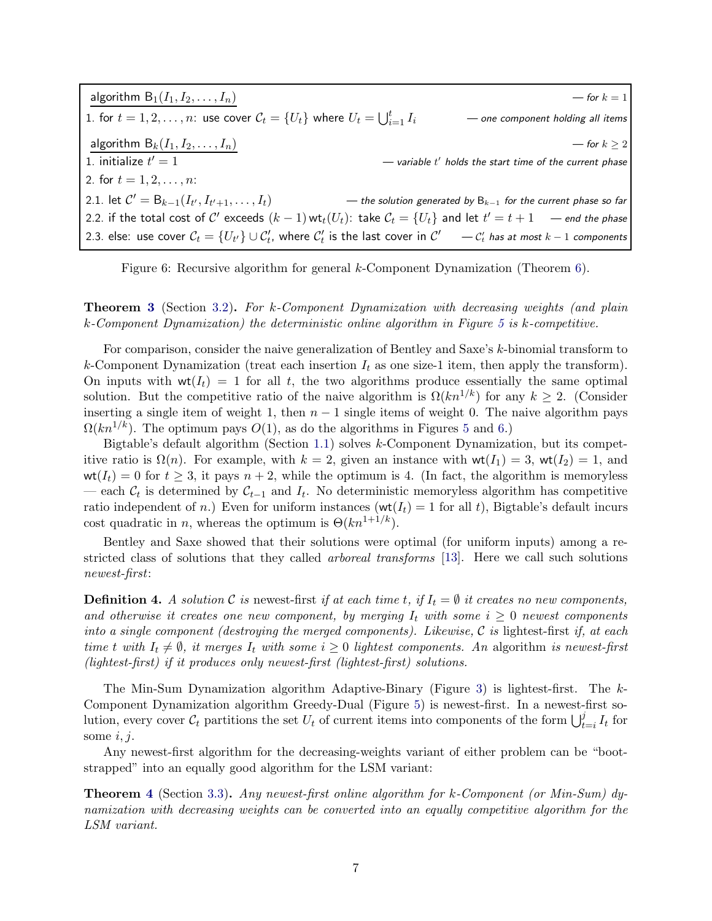```
algorithm B_1(I_1, I_2, ..., I_n)                                          — for k = 1
1. for t = 1, 2, ..., n: use cover C_t = {U_t} where U_t = ⋃_{i=1}^t I_i    — one component holding all items

algorithm B_k(I_1, I_2, ..., I_n)                                          — for k ≥ 2
1. initialize t' = 1                        — variable t' holds the start time of the current phase
2. for t = 1, 2, ..., n:
2.1. let C' = B_{k-1}(I_{t'}, I_{t'+1}, ..., I_t)   — the solution generated by B_{k-1} for the current phase so far
2.2. if the total cost of C' exceeds (k − 1) wt_t(U_t): take C_t = {U_t} and let t' = t + 1   — end the phase
2.3. else: use cover C_t = {U_{t'}} ∪ C'_t, where C'_t is the last cover in C'   — C'_t has at most k − 1 components
```

Figure 6: Recursive algorithm for general $k$-Component Dynamization (Theorem 6).

**Theorem 3** (Section 3.2)**.** *For k-Component Dynamization with decreasing weights (and plain k-Component Dynamization) the deterministic online algorithm in Figure 5 is k-competitive.*

For comparison, consider the naive generalization of Bentley and Saxe's $k$-binomial transform to $k$-Component Dynamization (treat each insertion $I_t$ as one size-1 item, then apply the transform). On inputs with $\mathsf{wt}(I_t) = 1$ for all $t$, the two algorithms produce essentially the same optimal solution. But the competitive ratio of the naive algorithm is $\Omega(kn^{1/k})$ for any $k \geq 2$. (Consider inserting a single item of weight 1, then $n-1$ single items of weight 0. The naive algorithm pays $\Omega(kn^{1/k})$. The optimum pays $O(1)$, as do the algorithms in Figures 5 and 6.)

Bigtable's default algorithm (Section 1.1) solves $k$-Component Dynamization, but its competitive ratio is $\Omega(n)$. For example, with $k = 2$, given an instance with $\mathsf{wt}(I_1) = 3$, $\mathsf{wt}(I_2) = 1$, and $\mathsf{wt}(I_t) = 0$ for $t \geq 3$, it pays $n + 2$, while the optimum is 4. (In fact, the algorithm is memoryless — each $\mathcal{C}_t$ is determined by $\mathcal{C}_{t-1}$ and $I_t$. No deterministic memoryless algorithm has competitive ratio independent of $n$.) Even for uniform instances ($\mathsf{wt}(I_t) = 1$ for all $t$), Bigtable's default incurs cost quadratic in $n$, whereas the optimum is $\Theta(kn^{1+1/k})$.

Bentley and Saxe showed that their solutions were optimal (for uniform inputs) among a restricted class of solutions that they called *arboreal transforms* [13]. Here we call such solutions *newest-first*:

**Definition 4.** *A solution $\mathcal{C}$ is* newest-first *if at each time $t$, if $I_t = \emptyset$ it creates no new components, and otherwise it creates one new component, by merging $I_t$ with some $i \geq 0$ newest components into a single component (destroying the merged components). Likewise, $\mathcal{C}$ is* lightest-first *if, at each time $t$ with $I_t \neq \emptyset$, it merges $I_t$ with some $i \geq 0$ lightest components. An* algorithm *is newest-first (lightest-first) if it produces only newest-first (lightest-first) solutions.*

The Min-Sum Dynamization algorithm Adaptive-Binary (Figure 3) is lightest-first. The $k$-Component Dynamization algorithm Greedy-Dual (Figure 5) is newest-first. In a newest-first solution, every cover $\mathcal{C}_t$ partitions the set $U_t$ of current items into components of the form $\bigcup_{t=i}^{j} I_t$ for some $i, j$.

Any newest-first algorithm for the decreasing-weights variant of either problem can be "bootstrapped" into an equally good algorithm for the LSM variant:

**Theorem 4** (Section 3.3)**.** *Any newest-first online algorithm for k-Component (or Min-Sum) dynamization with decreasing weights can be converted into an equally competitive algorithm for the LSM variant.*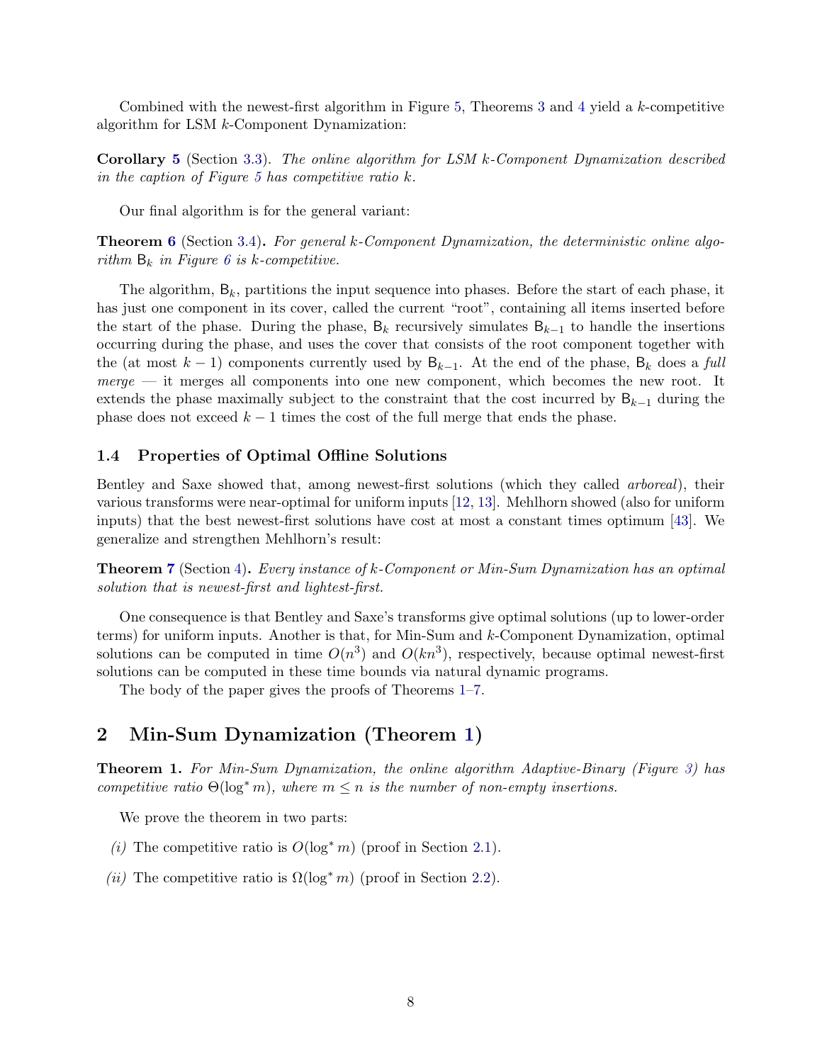Combined with the newest-first algorithm in Figure 5, Theorems 3 and 4 yield a $k$-competitive algorithm for LSM $k$-Component Dynamization:

**Corollary 5** (Section 3.3). *The online algorithm for LSM $k$-Component Dynamization described in the caption of Figure 5 has competitive ratio $k$.*

Our final algorithm is for the general variant:

**Theorem 6** (Section 3.4)**.** *For general $k$-Component Dynamization, the deterministic online algorithm $\mathsf{B}_k$ in Figure 6 is $k$-competitive.*

The algorithm, $\mathsf{B}_k$, partitions the input sequence into phases. Before the start of each phase, it has just one component in its cover, called the current "root", containing all items inserted before the start of the phase. During the phase, $\mathsf{B}_k$ recursively simulates $\mathsf{B}_{k-1}$ to handle the insertions occurring during the phase, and uses the cover that consists of the root component together with the (at most $k-1$) components currently used by $\mathsf{B}_{k-1}$. At the end of the phase, $\mathsf{B}_k$ does a *full merge* — it merges all components into one new component, which becomes the new root. It extends the phase maximally subject to the constraint that the cost incurred by $\mathsf{B}_{k-1}$ during the phase does not exceed $k-1$ times the cost of the full merge that ends the phase.

### 1.4 Properties of Optimal Offline Solutions

Bentley and Saxe showed that, among newest-first solutions (which they called *arboreal*), their various transforms were near-optimal for uniform inputs [12, 13]. Mehlhorn showed (also for uniform inputs) that the best newest-first solutions have cost at most a constant times optimum [43]. We generalize and strengthen Mehlhorn's result:

**Theorem 7** (Section 4)**.** *Every instance of $k$-Component or Min-Sum Dynamization has an optimal solution that is newest-first and lightest-first.*

One consequence is that Bentley and Saxe's transforms give optimal solutions (up to lower-order terms) for uniform inputs. Another is that, for Min-Sum and $k$-Component Dynamization, optimal solutions can be computed in time $O(n^3)$ and $O(kn^3)$, respectively, because optimal newest-first solutions can be computed in these time bounds via natural dynamic programs.

The body of the paper gives the proofs of Theorems 1–7.

## 2 Min-Sum Dynamization (Theorem 1)

**Theorem 1.** *For Min-Sum Dynamization, the online algorithm Adaptive-Binary (Figure 3) has competitive ratio $\Theta(\log^* m)$, where $m \le n$ is the number of non-empty insertions.*

We prove the theorem in two parts:

*(i)* The competitive ratio is $O(\log^* m)$ (proof in Section 2.1).

*(ii)* The competitive ratio is $\Omega(\log^* m)$ (proof in Section 2.2).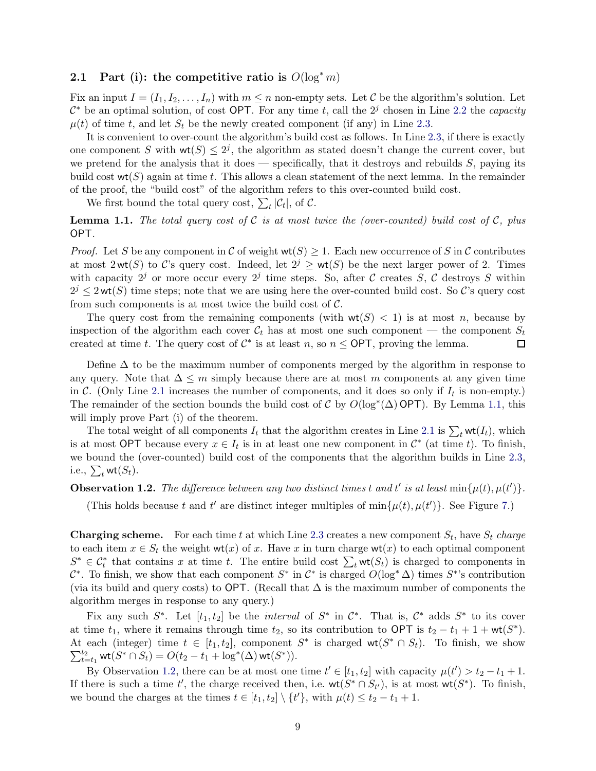### 2.1 Part (i): the competitive ratio is $O(\log^* m)$

Fix an input $I = (I_1, I_2, \ldots, I_n)$ with $m \le n$ non-empty sets. Let $\mathcal{C}$ be the algorithm's solution. Let $\mathcal{C}^*$ be an optimal solution, of cost $\mathsf{OPT}$. For any time $t$, call the $2^j$ chosen in Line 2.2 the *capacity* $\mu(t)$ of time $t$, and let $S_t$ be the newly created component (if any) in Line 2.3.

It is convenient to over-count the algorithm's build cost as follows. In Line 2.3, if there is exactly one component $S$ with $\mathsf{wt}(S) \le 2^j$, the algorithm as stated doesn't change the current cover, but we pretend for the analysis that it does — specifically, that it destroys and rebuilds $S$, paying its build cost $\mathsf{wt}(S)$ again at time $t$. This allows a clean statement of the next lemma. In the remainder of the proof, the "build cost" of the algorithm refers to this over-counted build cost.

We first bound the total query cost, $\sum_t |\mathcal{C}_t|$, of $\mathcal{C}$.

**Lemma 1.1.** *The total query cost of $\mathcal{C}$ is at most twice the (over-counted) build cost of $\mathcal{C}$, plus $\mathsf{OPT}$.*

*Proof.* Let $S$ be any component in $\mathcal{C}$ of weight $\mathsf{wt}(S) \ge 1$. Each new occurrence of $S$ in $\mathcal{C}$ contributes at most $2\,\mathsf{wt}(S)$ to $\mathcal{C}$'s query cost. Indeed, let $2^j \ge \mathsf{wt}(S)$ be the next larger power of 2. Times with capacity $2^j$ or more occur every $2^j$ time steps. So, after $\mathcal{C}$ creates $S$, $\mathcal{C}$ destroys $S$ within $2^j \le 2\,\mathsf{wt}(S)$ time steps; note that we are using here the over-counted build cost. So $\mathcal{C}$'s query cost from such components is at most twice the build cost of $\mathcal{C}$.

The query cost from the remaining components (with $\mathsf{wt}(S) < 1$) is at most $n$, because by inspection of the algorithm each cover $\mathcal{C}_t$ has at most one such component — the component $S_t$ created at time $t$. The query cost of $\mathcal{C}^*$ is at least $n$, so $n \le \mathsf{OPT}$, proving the lemma. ◻

Define $\Delta$ to be the maximum number of components merged by the algorithm in response to any query. Note that $\Delta \le m$ simply because there are at most $m$ components at any given time in $\mathcal{C}$. (Only Line 2.1 increases the number of components, and it does so only if $I_t$ is non-empty.) The remainder of the section bounds the build cost of $\mathcal{C}$ by $O(\log^*(\Delta)\,\mathsf{OPT})$. By Lemma 1.1, this will imply prove Part (i) of the theorem.

The total weight of all components $I_t$ that the algorithm creates in Line 2.1 is $\sum_t \mathsf{wt}(I_t)$, which is at most $\mathsf{OPT}$ because every $x \in I_t$ is in at least one new component in $\mathcal{C}^*$ (at time $t$). To finish, we bound the (over-counted) build cost of the components that the algorithm builds in Line 2.3, i.e., $\sum_t \mathsf{wt}(S_t)$.

**Observation 1.2.** *The difference between any two distinct times $t$ and $t'$ is at least $\min\{\mu(t), \mu(t')\}$.*

(This holds because $t$ and $t'$ are distinct integer multiples of $\min\{\mu(t), \mu(t')\}$. See Figure 7.)

**Charging scheme.** For each time $t$ at which Line 2.3 creates a new component $S_t$, have $S_t$ *charge* to each item $x \in S_t$ the weight $\mathsf{wt}(x)$ of $x$. Have $x$ in turn charge $\mathsf{wt}(x)$ to each optimal component $S^* \in \mathcal{C}^*_t$ that contains $x$ at time $t$. The entire build cost $\sum_t \mathsf{wt}(S_t)$ is charged to components in $\mathcal{C}^*$. To finish, we show that each component $S^*$ in $\mathcal{C}^*$ is charged $O(\log^* \Delta)$ times $S^*$'s contribution (via its build and query costs) to $\mathsf{OPT}$. (Recall that $\Delta$ is the maximum number of components the algorithm merges in response to any query.)

Fix any such $S^*$. Let $[t_1, t_2]$ be the *interval* of $S^*$ in $\mathcal{C}^*$. That is, $\mathcal{C}^*$ adds $S^*$ to its cover at time $t_1$, where it remains through time $t_2$, so its contribution to $\mathsf{OPT}$ is $t_2 - t_1 + 1 + \mathsf{wt}(S^*)$. At each (integer) time $t \in [t_1, t_2]$, component $S^*$ is charged $\mathsf{wt}(S^* \cap S_t)$. To finish, we show $\sum_{t=t_1}^{t_2} \mathsf{wt}(S^* \cap S_t) = O(t_2 - t_1 + \log^*(\Delta)\,\mathsf{wt}(S^*))$.

By Observation 1.2, there can be at most one time $t' \in [t_1, t_2]$ with capacity $\mu(t') > t_2 - t_1 + 1$. If there is such a time $t'$, the charge received then, i.e. $\mathsf{wt}(S^* \cap S_{t'})$, is at most $\mathsf{wt}(S^*)$. To finish, we bound the charges at the times $t \in [t_1, t_2] \setminus \{t'\}$, with $\mu(t) \le t_2 - t_1 + 1$.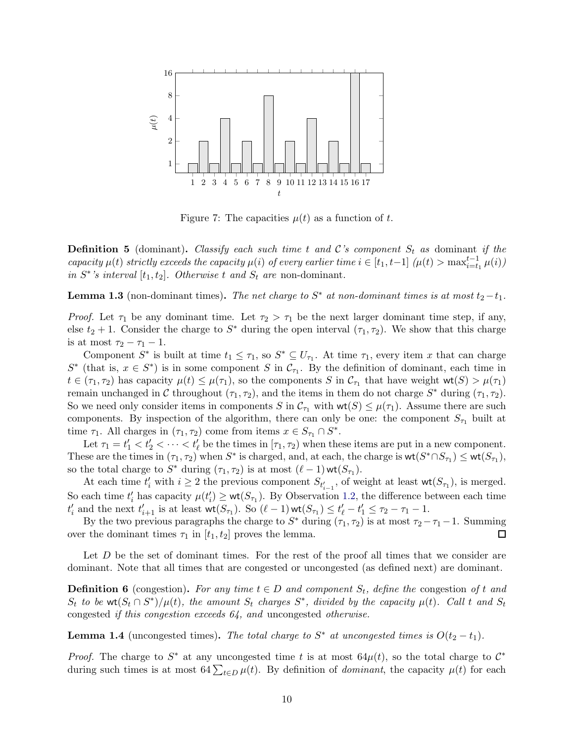Figure 7: The capacities $\mu(t)$ as a function of $t$.

**Definition 5** (dominant). *Classify each such time $t$ and $\mathcal{C}$'s component $S_t$ as* dominant *if the capacity $\mu(t)$ strictly exceeds the capacity $\mu(i)$ of every earlier time $i \in [t_1, t-1]$ ($\mu(t) > \max_{i=t_1}^{t-1} \mu(i)$) in $S^*$'s interval $[t_1, t_2]$. Otherwise $t$ and $S_t$ are* non-dominant.

**Lemma 1.3** (non-dominant times). *The net charge to $S^*$ at non-dominant times is at most $t_2 - t_1$.*

*Proof.* Let $\tau_1$ be any dominant time. Let $\tau_2 > \tau_1$ be the next larger dominant time step, if any, else $t_2 + 1$. Consider the charge to $S^*$ during the open interval $(\tau_1, \tau_2)$. We show that this charge is at most $\tau_2 - \tau_1 - 1$.

Component $S^*$ is built at time $t_1 \leq \tau_1$, so $S^* \subseteq U_{\tau_1}$. At time $\tau_1$, every item $x$ that can charge $S^*$ (that is, $x \in S^*$) is in some component $S$ in $\mathcal{C}_{\tau_1}$. By the definition of dominant, each time in $t \in (\tau_1, \tau_2)$ has capacity $\mu(t) \leq \mu(\tau_1)$, so the components $S$ in $\mathcal{C}_{\tau_1}$ that have weight $\mathsf{wt}(S) > \mu(\tau_1)$ remain unchanged in $\mathcal{C}$ throughout $(\tau_1, \tau_2)$, and the items in them do not charge $S^*$ during $(\tau_1, \tau_2)$. So we need only consider items in components $S$ in $\mathcal{C}_{\tau_1}$ with $\mathsf{wt}(S) \leq \mu(\tau_1)$. Assume there are such components. By inspection of the algorithm, there can only be one: the component $S_{\tau_1}$ built at time $\tau_1$. All charges in $(\tau_1, \tau_2)$ come from items $x \in S_{\tau_1} \cap S^*$.

Let $\tau_1 = t'_1 < t'_2 < \cdots < t'_\ell$ be the times in $[\tau_1, \tau_2)$ when these items are put in a new component. These are the times in $(\tau_1, \tau_2)$ when $S^*$ is charged, and, at each, the charge is $\mathsf{wt}(S^* \cap S_{\tau_1}) \leq \mathsf{wt}(S_{\tau_1})$, so the total charge to $S^*$ during $(\tau_1, \tau_2)$ is at most $(\ell - 1)\,\mathsf{wt}(S_{\tau_1})$.

At each time $t'_i$ with $i \geq 2$ the previous component $S_{t'_{i-1}}$, of weight at least $\mathsf{wt}(S_{\tau_1})$, is merged. So each time $t'_i$ has capacity $\mu(t'_i) \geq \mathsf{wt}(S_{\tau_1})$. By Observation 1.2, the difference between each time $t'_i$ and the next $t'_{i+1}$ is at least $\mathsf{wt}(S_{\tau_1})$. So $(\ell - 1)\,\mathsf{wt}(S_{\tau_1}) \leq t'_\ell - t'_1 \leq \tau_2 - \tau_1 - 1$.

By the two previous paragraphs the charge to $S^*$ during $(\tau_1, \tau_2)$ is at most $\tau_2 - \tau_1 - 1$. Summing over the dominant times $\tau_1$ in $[t_1, t_2]$ proves the lemma. ◻

Let $D$ be the set of dominant times. For the rest of the proof all times that we consider are dominant. Note that all times that are congested or uncongested (as defined next) are dominant.

**Definition 6** (congestion). *For any time $t \in D$ and component $S_t$, define the* congestion *of $t$ and $S_t$ to be $\mathsf{wt}(S_t \cap S^*)/\mu(t)$, the amount $S_t$ charges $S^*$, divided by the capacity $\mu(t)$. Call $t$ and $S_t$* congested *if this congestion exceeds 64, and* uncongested *otherwise.*

**Lemma 1.4** (uncongested times). *The total charge to $S^*$ at uncongested times is $O(t_2 - t_1)$.*

*Proof.* The charge to $S^*$ at any uncongested time $t$ is at most $64\mu(t)$, so the total charge to $\mathcal{C}^*$ during such times is at most $64 \sum_{t \in D} \mu(t)$. By definition of *dominant*, the capacity $\mu(t)$ for each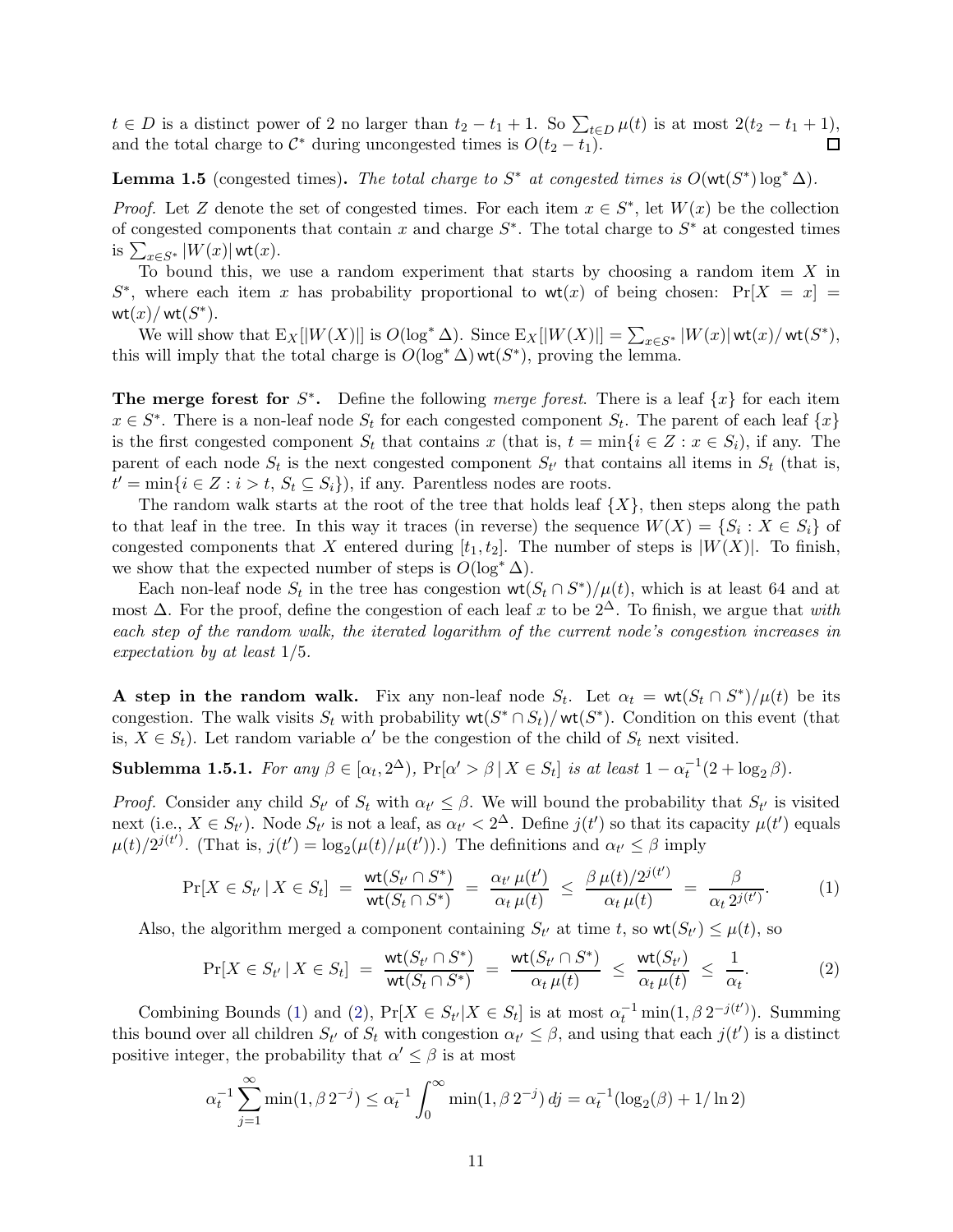$t \in D$ is a distinct power of 2 no larger than $t_2 - t_1 + 1$. So $\sum_{t \in D} \mu(t)$ is at most $2(t_2 - t_1 + 1)$, and the total charge to $\mathcal{C}^*$ during uncongested times is $O(t_2 - t_1)$. ◻

**Lemma 1.5** (congested times)**.** *The total charge to $S^*$ at congested times is $O(\mathsf{wt}(S^*) \log^* \Delta)$.*

*Proof.* Let $Z$ denote the set of congested times. For each item $x \in S^*$, let $W(x)$ be the collection of congested components that contain $x$ and charge $S^*$. The total charge to $S^*$ at congested times is $\sum_{x \in S^*} |W(x)| \, \mathsf{wt}(x)$.

To bound this, we use a random experiment that starts by choosing a random item $X$ in $S^*$, where each item $x$ has probability proportional to $\mathsf{wt}(x)$ of being chosen: $\Pr[X = x] = \mathsf{wt}(x)/\mathsf{wt}(S^*)$.

We will show that $\mathrm{E}_X[|W(X)|]$ is $O(\log^* \Delta)$. Since $\mathrm{E}_X[|W(X)|] = \sum_{x \in S^*} |W(x)| \, \mathsf{wt}(x)/\mathsf{wt}(S^*)$, this will imply that the total charge is $O(\log^* \Delta) \, \mathsf{wt}(S^*)$, proving the lemma.

**The merge forest for $S^*$.** Define the following *merge forest*. There is a leaf $\{x\}$ for each item $x \in S^*$. There is a non-leaf node $S_t$ for each congested component $S_t$. The parent of each leaf $\{x\}$ is the first congested component $S_t$ that contains $x$ (that is, $t = \min\{i \in Z : x \in S_i\}$), if any. The parent of each node $S_t$ is the next congested component $S_{t'}$ that contains all items in $S_t$ (that is, $t' = \min\{i \in Z : i > t,\ S_t \subseteq S_i\}$), if any. Parentless nodes are roots.

The random walk starts at the root of the tree that holds leaf $\{X\}$, then steps along the path to that leaf in the tree. In this way it traces (in reverse) the sequence $W(X) = \{S_i : X \in S_i\}$ of congested components that $X$ entered during $[t_1, t_2]$. The number of steps is $|W(X)|$. To finish, we show that the expected number of steps is $O(\log^* \Delta)$.

Each non-leaf node $S_t$ in the tree has congestion $\mathsf{wt}(S_t \cap S^*)/\mu(t)$, which is at least 64 and at most $\Delta$. For the proof, define the congestion of each leaf $x$ to be $2^\Delta$. To finish, we argue that *with each step of the random walk, the iterated logarithm of the current node's congestion increases in expectation by at least* $1/5$.

**A step in the random walk.** Fix any non-leaf node $S_t$. Let $\alpha_t = \mathsf{wt}(S_t \cap S^*)/\mu(t)$ be its congestion. The walk visits $S_t$ with probability $\mathsf{wt}(S^* \cap S_t)/\mathsf{wt}(S^*)$. Condition on this event (that is, $X \in S_t$). Let random variable $\alpha'$ be the congestion of the child of $S_t$ next visited.

**Sublemma 1.5.1.** *For any $\beta \in [\alpha_t, 2^\Delta)$, $\Pr[\alpha' > \beta \,|\, X \in S_t]$ is at least $1 - \alpha_t^{-1}(2 + \log_2 \beta)$.*

*Proof.* Consider any child $S_{t'}$ of $S_t$ with $\alpha_{t'} \le \beta$. We will bound the probability that $S_{t'}$ is visited next (i.e., $X \in S_{t'}$). Node $S_{t'}$ is not a leaf, as $\alpha_{t'} < 2^\Delta$. Define $j(t')$ so that its capacity $\mu(t')$ equals $\mu(t)/2^{j(t')}$. (That is, $j(t') = \log_2(\mu(t)/\mu(t'))$.) The definitions and $\alpha_{t'} \le \beta$ imply

$$\Pr[X \in S_{t'} \,|\, X \in S_t] \;=\; \frac{\mathsf{wt}(S_{t'} \cap S^*)}{\mathsf{wt}(S_t \cap S^*)} \;=\; \frac{\alpha_{t'}\, \mu(t')}{\alpha_t\, \mu(t)} \;\le\; \frac{\beta\, \mu(t)/2^{j(t')}}{\alpha_t\, \mu(t)} \;=\; \frac{\beta}{\alpha_t\, 2^{j(t')}}. \tag{1}$$

Also, the algorithm merged a component containing $S_{t'}$ at time $t$, so $\mathsf{wt}(S_{t'}) \le \mu(t)$, so

$$\Pr[X \in S_{t'} \,|\, X \in S_t] \;=\; \frac{\mathsf{wt}(S_{t'} \cap S^*)}{\mathsf{wt}(S_t \cap S^*)} \;=\; \frac{\mathsf{wt}(S_{t'} \cap S^*)}{\alpha_t\, \mu(t)} \;\le\; \frac{\mathsf{wt}(S_{t'})}{\alpha_t\, \mu(t)} \;\le\; \frac{1}{\alpha_t}. \tag{2}$$

Combining Bounds (1) and (2), $\Pr[X \in S_{t'} | X \in S_t]$ is at most $\alpha_t^{-1} \min(1, \beta\, 2^{-j(t')})$. Summing this bound over all children $S_{t'}$ of $S_t$ with congestion $\alpha_{t'} \le \beta$, and using that each $j(t')$ is a distinct positive integer, the probability that $\alpha' \le \beta$ is at most

$$\alpha_t^{-1} \sum_{j=1}^{\infty} \min(1, \beta\, 2^{-j}) \le \alpha_t^{-1} \int_0^\infty \min(1, \beta\, 2^{-j})\, dj = \alpha_t^{-1}(\log_2(\beta) + 1/\ln 2)$$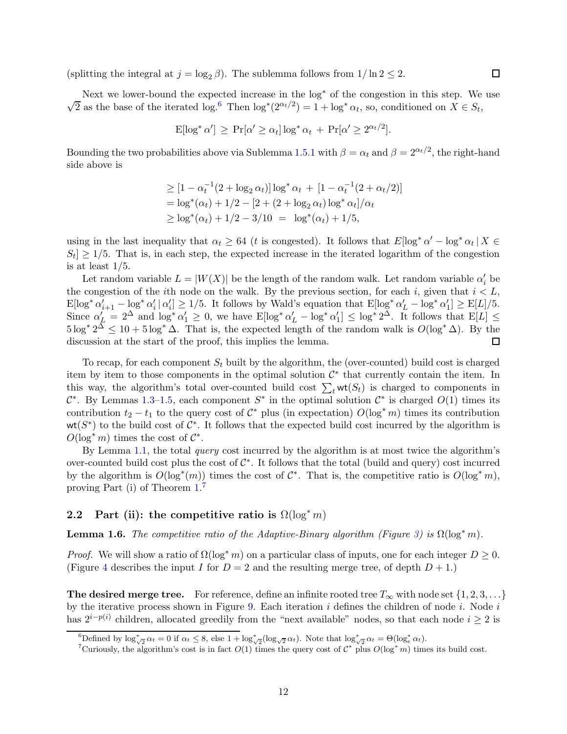(splitting the integral at $j = \log_2 \beta$). The sublemma follows from $1/\ln 2 \leq 2$. ☐

Next we lower-bound the expected increase in the $\log^*$ of the congestion in this step. We use $\sqrt{2}$ as the base of the iterated log.[6] Then $\log^*(2^{\alpha_t/2}) = 1 + \log^* \alpha_t$, so, conditioned on $X \in S_t$,

$$\mathrm{E}[\log^* \alpha'] \geq \Pr[\alpha' \geq \alpha_t] \log^* \alpha_t + \Pr[\alpha' \geq 2^{\alpha_t/2}].$$

Bounding the two probabilities above via Sublemma 1.5.1 with $\beta = \alpha_t$ and $\beta = 2^{\alpha_t/2}$, the right-hand side above is

$$\begin{aligned}
&\geq [1 - \alpha_t^{-1}(2 + \log_2 \alpha_t)] \log^* \alpha_t + [1 - \alpha_t^{-1}(2 + \alpha_t/2)] \\
&= \log^*(\alpha_t) + 1/2 - [2 + (2 + \log_2 \alpha_t) \log^* \alpha_t]/\alpha_t \\
&\geq \log^*(\alpha_t) + 1/2 - 3/10 = \log^*(\alpha_t) + 1/5,
\end{aligned}$$

using in the last inequality that $\alpha_t \geq 64$ ($t$ is congested). It follows that $E[\log^* \alpha' - \log^* \alpha_t \mid X \in S_t] \geq 1/5$. That is, in each step, the expected increase in the iterated logarithm of the congestion is at least 1/5.

Let random variable $L = |W(X)|$ be the length of the random walk. Let random variable $\alpha'_i$ be the congestion of the $i$th node on the walk. By the previous section, for each $i$, given that $i < L$, $\mathrm{E}[\log^* \alpha'_{i+1} - \log^* \alpha'_i \mid \alpha'_i] \geq 1/5$. It follows by Wald's equation that $\mathrm{E}[\log^* \alpha'_L - \log^* \alpha'_1] \geq \mathrm{E}[L]/5$. Since $\alpha'_L = 2^\Delta$ and $\log^* \alpha'_1 \geq 0$, we have $\mathrm{E}[\log^* \alpha'_L - \log^* \alpha'_1] \leq \log^* 2^\Delta$. It follows that $\mathrm{E}[L] \leq 5 \log^* 2^\Delta \leq 10 + 5 \log^* \Delta$. That is, the expected length of the random walk is $O(\log^* \Delta)$. By the discussion at the start of the proof, this implies the lemma. ☐

To recap, for each component $S_t$ built by the algorithm, the (over-counted) build cost is charged item by item to those components in the optimal solution $\mathcal{C}^*$ that currently contain the item. In this way, the algorithm's total over-counted build cost $\sum_t \mathsf{wt}(S_t)$ is charged to components in $\mathcal{C}^*$. By Lemmas 1.3–1.5, each component $S^*$ in the optimal solution $\mathcal{C}^*$ is charged $O(1)$ times its contribution $t_2 - t_1$ to the query cost of $\mathcal{C}^*$ plus (in expectation) $O(\log^* m)$ times its contribution $\mathsf{wt}(S^*)$ to the build cost of $\mathcal{C}^*$. It follows that the expected build cost incurred by the algorithm is $O(\log^* m)$ times the cost of $\mathcal{C}^*$.

By Lemma 1.1, the total *query* cost incurred by the algorithm is at most twice the algorithm's over-counted build cost plus the cost of $\mathcal{C}^*$. It follows that the total (build and query) cost incurred by the algorithm is $O(\log^*(m))$ times the cost of $\mathcal{C}^*$. That is, the competitive ratio is $O(\log^* m)$, proving Part (i) of Theorem 1.[7]

## 2.2 Part (ii): the competitive ratio is $\Omega(\log^* m)$

**Lemma 1.6.** *The competitive ratio of the Adaptive-Binary algorithm (Figure 3) is $\Omega(\log^* m)$.*

*Proof.* We will show a ratio of $\Omega(\log^* m)$ on a particular class of inputs, one for each integer $D \geq 0$. (Figure 4 describes the input $I$ for $D = 2$ and the resulting merge tree, of depth $D + 1$.)

**The desired merge tree.** For reference, define an infinite rooted tree $T_\infty$ with node set $\{1, 2, 3, \ldots\}$ by the iterative process shown in Figure 9. Each iteration $i$ defines the children of node $i$. Node $i$ has $2^{i-p(i)}$ children, allocated greedily from the "next available" nodes, so that each node $i \geq 2$ is

---

[6] Defined by $\log^*_{\sqrt{2}} \alpha_t = 0$ if $\alpha_t \leq 8$, else $1 + \log^*_{\sqrt{2}}(\log_{\sqrt{2}} \alpha_t)$. Note that $\log^*_{\sqrt{2}} \alpha_t = \Theta(\log^*_e \alpha_t)$.

[7] Curiously, the algorithm's cost is in fact $O(1)$ times the query cost of $\mathcal{C}^*$ plus $O(\log^* m)$ times its build cost.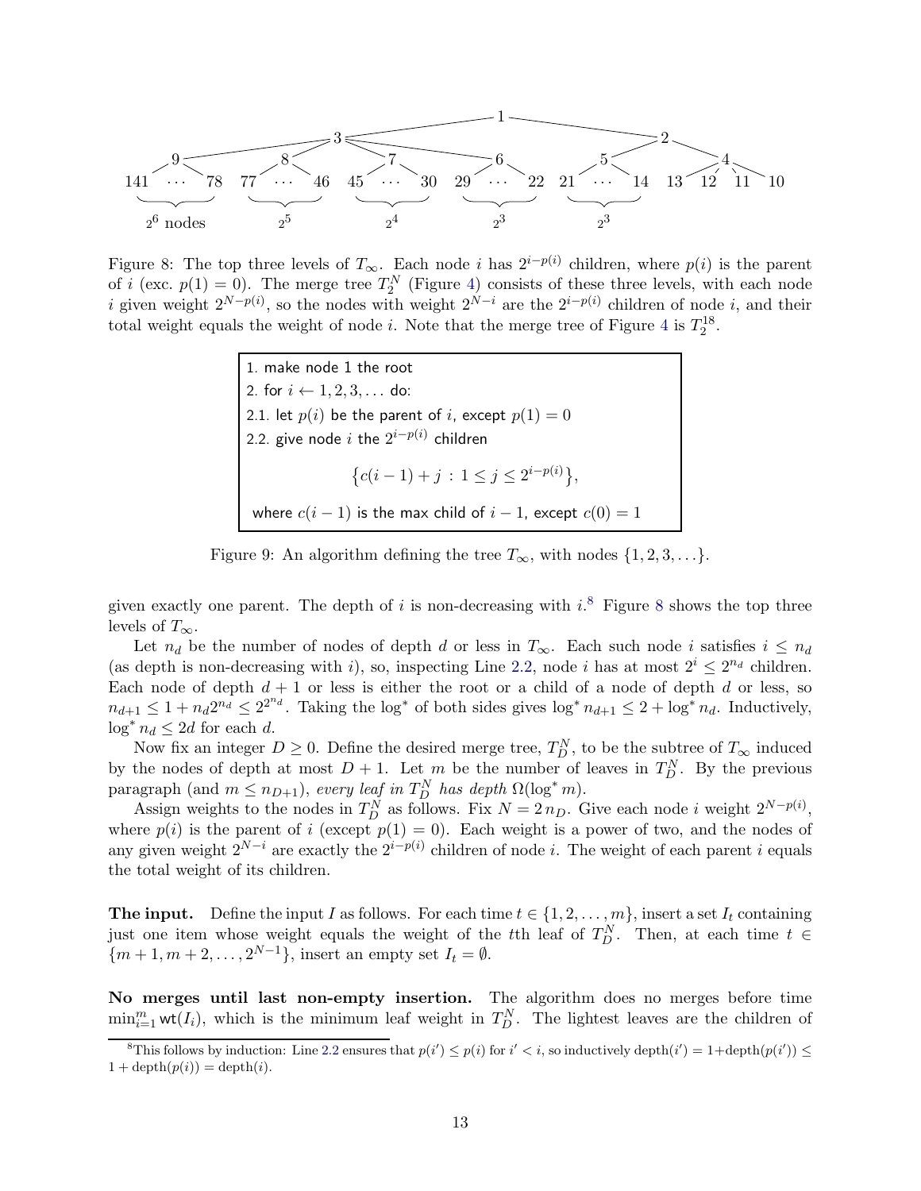Figure 8: The top three levels of $T_\infty$. Each node $i$ has $2^{i-p(i)}$ children, where $p(i)$ is the parent of $i$ (exc. $p(1) = 0$). The merge tree $T_2^N$ (Figure 4) consists of these three levels, with each node $i$ given weight $2^{N-p(i)}$, so the nodes with weight $2^{N-i}$ are the $2^{i-p(i)}$ children of node $i$, and their total weight equals the weight of node $i$. Note that the merge tree of Figure 4 is $T_2^{18}$.

```
1. make node 1 the root
2. for i ← 1, 2, 3, ... do:
2.1. let p(i) be the parent of i, except p(1) = 0
2.2. give node i the 2^{i−p(i)} children
         {c(i − 1) + j : 1 ≤ j ≤ 2^{i−p(i)}},
     where c(i − 1) is the max child of i − 1, except c(0) = 1
```

Figure 9: An algorithm defining the tree $T_\infty$, with nodes $\{1, 2, 3, \ldots\}$.

given exactly one parent. The depth of $i$ is non-decreasing with $i$.[8] Figure 8 shows the top three levels of $T_\infty$.

Let $n_d$ be the number of nodes of depth $d$ or less in $T_\infty$. Each such node $i$ satisfies $i \le n_d$ (as depth is non-decreasing with $i$), so, inspecting Line 2.2, node $i$ has at most $2^i \le 2^{n_d}$ children. Each node of depth $d+1$ or less is either the root or a child of a node of depth $d$ or less, so $n_{d+1} \le 1 + n_d 2^{n_d} \le 2^{2^{n_d}}$. Taking the $\log^*$ of both sides gives $\log^* n_{d+1} \le 2 + \log^* n_d$. Inductively, $\log^* n_d \le 2d$ for each $d$.

Now fix an integer $D \ge 0$. Define the desired merge tree, $T_D^N$, to be the subtree of $T_\infty$ induced by the nodes of depth at most $D+1$. Let $m$ be the number of leaves in $T_D^N$. By the previous paragraph (and $m \le n_{D+1}$), *every leaf in $T_D^N$ has depth $\Omega(\log^* m)$.*

Assign weights to the nodes in $T_D^N$ as follows. Fix $N = 2\,n_D$. Give each node $i$ weight $2^{N-p(i)}$, where $p(i)$ is the parent of $i$ (except $p(1) = 0$). Each weight is a power of two, and the nodes of any given weight $2^{N-i}$ are exactly the $2^{i-p(i)}$ children of node $i$. The weight of each parent $i$ equals the total weight of its children.

**The input.** Define the input $I$ as follows. For each time $t \in \{1, 2, \ldots, m\}$, insert a set $I_t$ containing just one item whose weight equals the weight of the $t$th leaf of $T_D^N$. Then, at each time $t \in \{m+1, m+2, \ldots, 2^{N-1}\}$, insert an empty set $I_t = \emptyset$.

**No merges until last non-empty insertion.** The algorithm does no merges before time $\min_{i=1}^m \mathsf{wt}(I_i)$, which is the minimum leaf weight in $T_D^N$. The lightest leaves are the children of

[8] This follows by induction: Line 2.2 ensures that $p(i') \le p(i)$ for $i' < i$, so inductively $\text{depth}(i') = 1+\text{depth}(p(i')) \le 1 + \text{depth}(p(i)) = \text{depth}(i)$.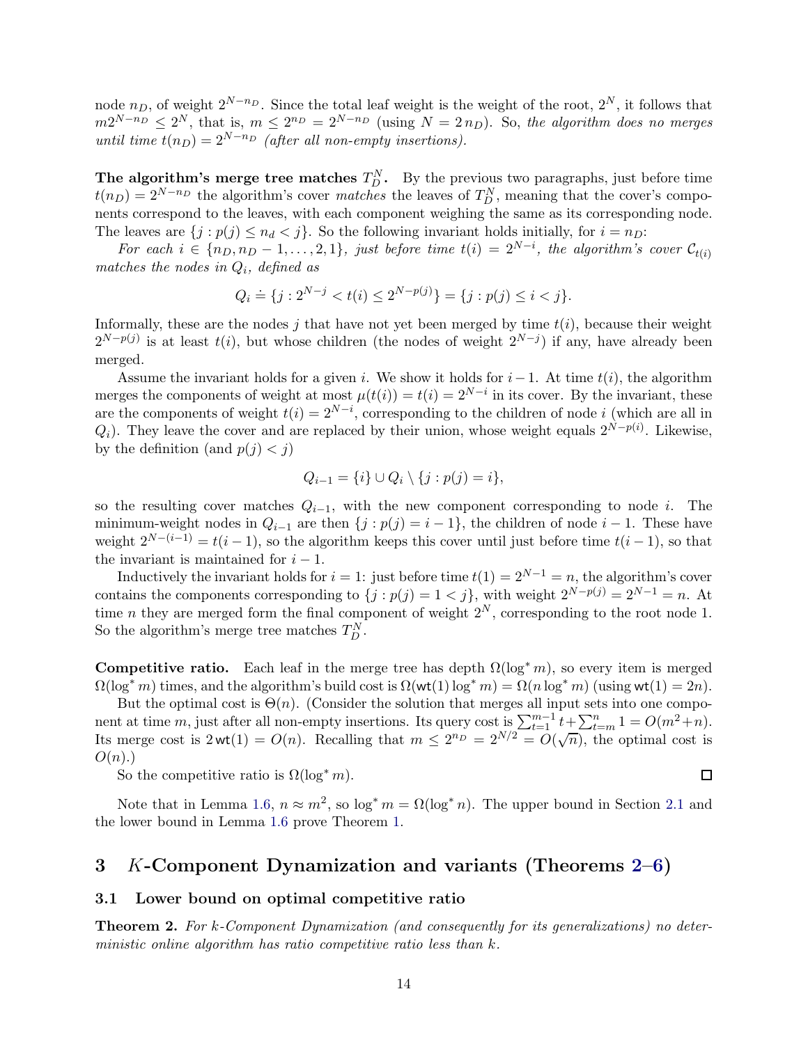node $n_D$, of weight $2^{N-n_D}$. Since the total leaf weight is the weight of the root, $2^N$, it follows that $m2^{N-n_D} \le 2^N$, that is, $m \le 2^{n_D} = 2^{N-n_D}$ (using $N = 2\,n_D$). So, *the algorithm does no merges until time $t(n_D) = 2^{N-n_D}$ (after all non-empty insertions).*

**The algorithm's merge tree matches $T_D^N$.** By the previous two paragraphs, just before time $t(n_D) = 2^{N-n_D}$ the algorithm's cover *matches* the leaves of $T_D^N$, meaning that the cover's components correspond to the leaves, with each component weighing the same as its corresponding node. The leaves are $\{j : p(j) \le n_d < j\}$. So the following invariant holds initially, for $i = n_D$:

*For each $i \in \{n_D, n_D - 1, \ldots, 2, 1\}$, just before time $t(i) = 2^{N-i}$, the algorithm's cover $\mathcal{C}_{t(i)}$ matches the nodes in $Q_i$, defined as*

$$Q_i \doteq \{j : 2^{N-j} < t(i) \le 2^{N-p(j)}\} = \{j : p(j) \le i < j\}.$$

Informally, these are the nodes $j$ that have not yet been merged by time $t(i)$, because their weight $2^{N-p(j)}$ is at least $t(i)$, but whose children (the nodes of weight $2^{N-j}$) if any, have already been merged.

Assume the invariant holds for a given $i$. We show it holds for $i-1$. At time $t(i)$, the algorithm merges the components of weight at most $\mu(t(i)) = t(i) = 2^{N-i}$ in its cover. By the invariant, these are the components of weight $t(i) = 2^{N-i}$, corresponding to the children of node $i$ (which are all in $Q_i$). They leave the cover and are replaced by their union, whose weight equals $2^{N-p(i)}$. Likewise, by the definition (and $p(j) < j$)

$$Q_{i-1} = \{i\} \cup Q_i \setminus \{j : p(j) = i\},$$

so the resulting cover matches $Q_{i-1}$, with the new component corresponding to node $i$. The minimum-weight nodes in $Q_{i-1}$ are then $\{j : p(j) = i-1\}$, the children of node $i-1$. These have weight $2^{N-(i-1)} = t(i-1)$, so the algorithm keeps this cover until just before time $t(i-1)$, so that the invariant is maintained for $i-1$.

Inductively the invariant holds for $i = 1$: just before time $t(1) = 2^{N-1} = n$, the algorithm's cover contains the components corresponding to $\{j : p(j) = 1 < j\}$, with weight $2^{N-p(j)} = 2^{N-1} = n$. At time $n$ they are merged form the final component of weight $2^N$, corresponding to the root node 1. So the algorithm's merge tree matches $T_D^N$.

**Competitive ratio.** Each leaf in the merge tree has depth $\Omega(\log^* m)$, so every item is merged $\Omega(\log^* m)$ times, and the algorithm's build cost is $\Omega(\mathsf{wt}(1)\log^* m) = \Omega(n \log^* m)$ (using $\mathsf{wt}(1) = 2n$).

But the optimal cost is $\Theta(n)$. (Consider the solution that merges all input sets into one component at time $m$, just after all non-empty insertions. Its query cost is $\sum_{t=1}^{m-1} t + \sum_{t=m}^{n} 1 = O(m^2 + n)$. Its merge cost is $2\,\mathsf{wt}(1) = O(n)$. Recalling that $m \le 2^{n_D} = 2^{N/2} = O(\sqrt{n})$, the optimal cost is $O(n)$.)

So the competitive ratio is $\Omega(\log^* m)$. ◻

Note that in Lemma 1.6, $n \approx m^2$, so $\log^* m = \Omega(\log^* n)$. The upper bound in Section 2.1 and the lower bound in Lemma 1.6 prove Theorem 1.

# 3 $K$-Component Dynamization and variants (Theorems 2–6)

## 3.1 Lower bound on optimal competitive ratio

**Theorem 2.** *For k-Component Dynamization (and consequently for its generalizations) no deterministic online algorithm has ratio competitive ratio less than $k$.*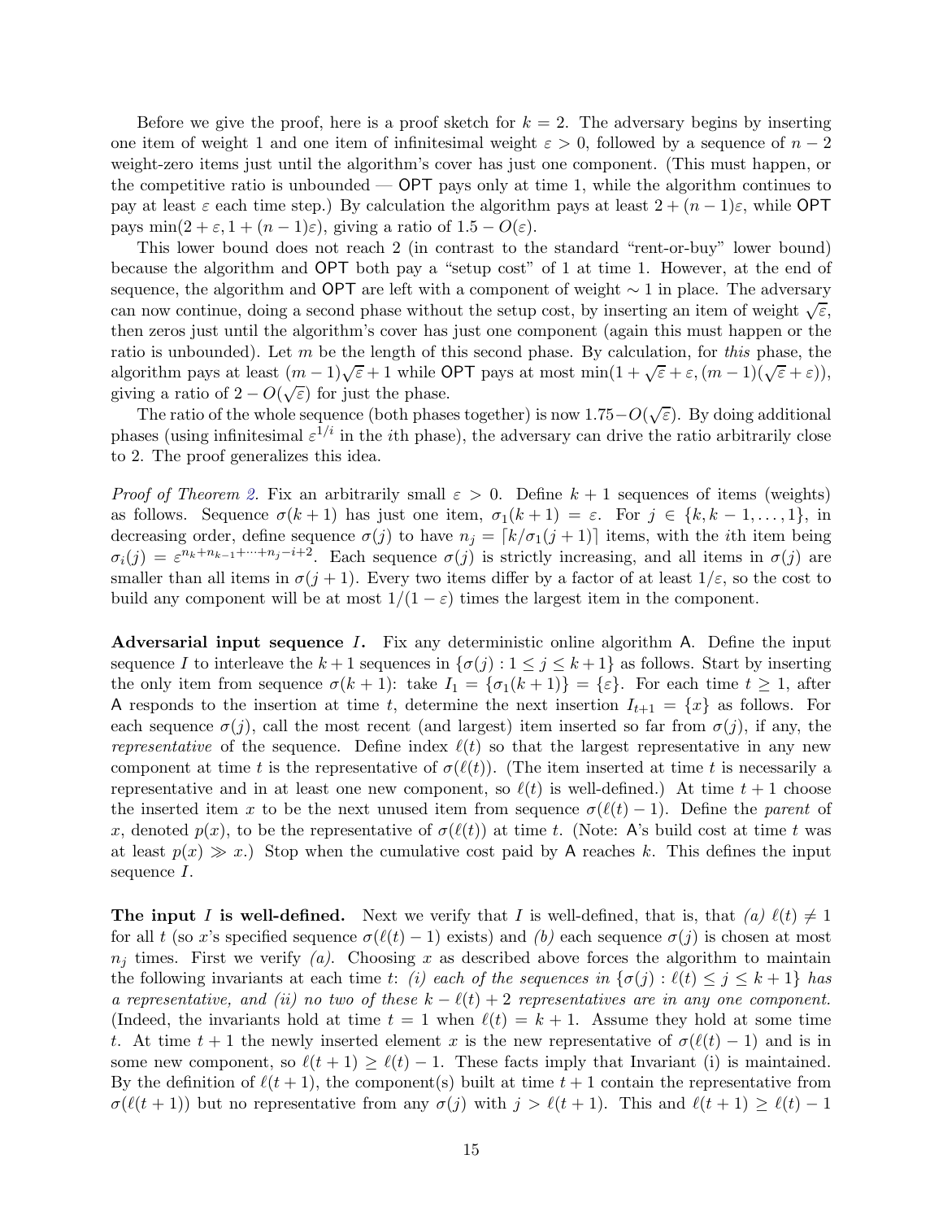Before we give the proof, here is a proof sketch for $k = 2$. The adversary begins by inserting one item of weight 1 and one item of infinitesimal weight $\varepsilon > 0$, followed by a sequence of $n - 2$ weight-zero items just until the algorithm's cover has just one component. (This must happen, or the competitive ratio is unbounded — OPT pays only at time 1, while the algorithm continues to pay at least $\varepsilon$ each time step.) By calculation the algorithm pays at least $2 + (n - 1)\varepsilon$, while OPT pays $\min(2 + \varepsilon, 1 + (n - 1)\varepsilon)$, giving a ratio of $1.5 - O(\varepsilon)$.

This lower bound does not reach 2 (in contrast to the standard "rent-or-buy" lower bound) because the algorithm and OPT both pay a "setup cost" of 1 at time 1. However, at the end of sequence, the algorithm and OPT are left with a component of weight $\sim 1$ in place. The adversary can now continue, doing a second phase without the setup cost, by inserting an item of weight $\sqrt{\varepsilon}$, then zeros just until the algorithm's cover has just one component (again this must happen or the ratio is unbounded). Let $m$ be the length of this second phase. By calculation, for *this* phase, the algorithm pays at least $(m - 1)\sqrt{\varepsilon} + 1$ while OPT pays at most $\min(1 + \sqrt{\varepsilon} + \varepsilon, (m - 1)(\sqrt{\varepsilon} + \varepsilon))$, giving a ratio of $2 - O(\sqrt{\varepsilon})$ for just the phase.

The ratio of the whole sequence (both phases together) is now $1.75 - O(\sqrt{\varepsilon})$. By doing additional phases (using infinitesimal $\varepsilon^{1/i}$ in the $i$th phase), the adversary can drive the ratio arbitrarily close to 2. The proof generalizes this idea.

*Proof of Theorem 2.* Fix an arbitrarily small $\varepsilon > 0$. Define $k + 1$ sequences of items (weights) as follows. Sequence $\sigma(k + 1)$ has just one item, $\sigma_1(k + 1) = \varepsilon$. For $j \in \{k, k - 1, \ldots, 1\}$, in decreasing order, define sequence $\sigma(j)$ to have $n_j = \lceil k/\sigma_1(j + 1)\rceil$ items, with the $i$th item being $\sigma_i(j) = \varepsilon^{n_k + n_{k-1} + \cdots + n_j - i + 2}$. Each sequence $\sigma(j)$ is strictly increasing, and all items in $\sigma(j)$ are smaller than all items in $\sigma(j + 1)$. Every two items differ by a factor of at least $1/\varepsilon$, so the cost to build any component will be at most $1/(1 - \varepsilon)$ times the largest item in the component.

**Adversarial input sequence $I$.** Fix any deterministic online algorithm A. Define the input sequence $I$ to interleave the $k + 1$ sequences in $\{\sigma(j) : 1 \le j \le k + 1\}$ as follows. Start by inserting the only item from sequence $\sigma(k + 1)$: take $I_1 = \{\sigma_1(k + 1)\} = \{\varepsilon\}$. For each time $t \ge 1$, after A responds to the insertion at time $t$, determine the next insertion $I_{t+1} = \{x\}$ as follows. For each sequence $\sigma(j)$, call the most recent (and largest) item inserted so far from $\sigma(j)$, if any, the *representative* of the sequence. Define index $\ell(t)$ so that the largest representative in any new component at time $t$ is the representative of $\sigma(\ell(t))$. (The item inserted at time $t$ is necessarily a representative and in at least one new component, so $\ell(t)$ is well-defined.) At time $t + 1$ choose the inserted item $x$ to be the next unused item from sequence $\sigma(\ell(t) - 1)$. Define the *parent* of $x$, denoted $p(x)$, to be the representative of $\sigma(\ell(t))$ at time $t$. (Note: A's build cost at time $t$ was at least $p(x) \gg x$.) Stop when the cumulative cost paid by A reaches $k$. This defines the input sequence $I$.

**The input $I$ is well-defined.** Next we verify that $I$ is well-defined, that is, that *(a)* $\ell(t) \ne 1$ for all $t$ (so $x$'s specified sequence $\sigma(\ell(t) - 1)$ exists) and *(b)* each sequence $\sigma(j)$ is chosen at most $n_j$ times. First we verify *(a)*. Choosing $x$ as described above forces the algorithm to maintain the following invariants at each time $t$: *(i) each of the sequences in $\{\sigma(j) : \ell(t) \le j \le k + 1\}$ has a representative, and (ii) no two of these $k - \ell(t) + 2$ representatives are in any one component.* (Indeed, the invariants hold at time $t = 1$ when $\ell(t) = k + 1$. Assume they hold at some time $t$. At time $t + 1$ the newly inserted element $x$ is the new representative of $\sigma(\ell(t) - 1)$ and is in some new component, so $\ell(t + 1) \ge \ell(t) - 1$. These facts imply that Invariant (i) is maintained. By the definition of $\ell(t + 1)$, the component(s) built at time $t + 1$ contain the representative from $\sigma(\ell(t + 1))$ but no representative from any $\sigma(j)$ with $j > \ell(t + 1)$. This and $\ell(t + 1) \ge \ell(t) - 1$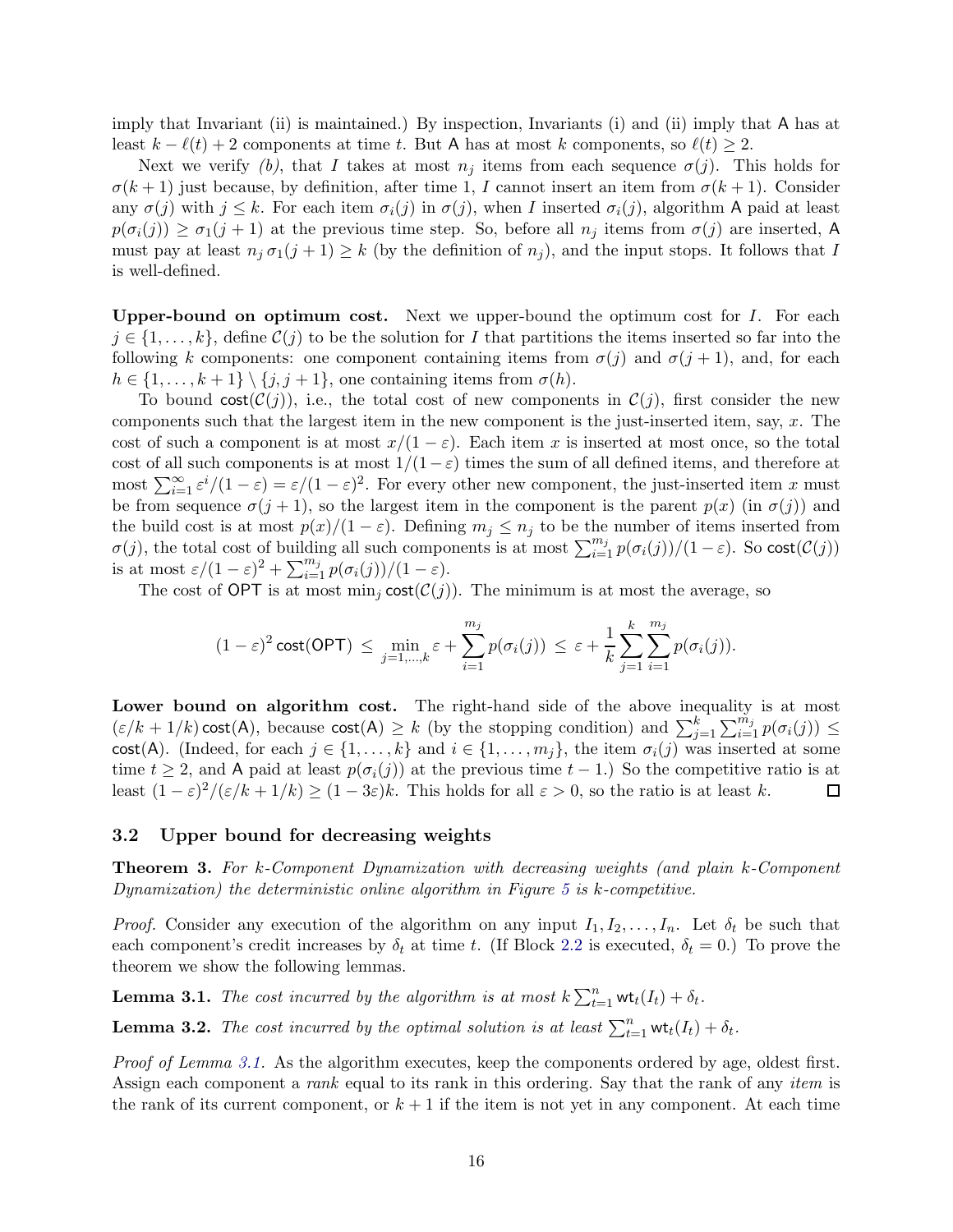imply that Invariant (ii) is maintained.) By inspection, Invariants (i) and (ii) imply that A has at least $k - \ell(t) + 2$ components at time $t$. But A has at most $k$ components, so $\ell(t) \geq 2$.

Next we verify *(b)*, that $I$ takes at most $n_j$ items from each sequence $\sigma(j)$. This holds for $\sigma(k+1)$ just because, by definition, after time 1, $I$ cannot insert an item from $\sigma(k+1)$. Consider any $\sigma(j)$ with $j \leq k$. For each item $\sigma_i(j)$ in $\sigma(j)$, when $I$ inserted $\sigma_i(j)$, algorithm A paid at least $p(\sigma_i(j)) \geq \sigma_1(j+1)$ at the previous time step. So, before all $n_j$ items from $\sigma(j)$ are inserted, A must pay at least $n_j\, \sigma_1(j+1) \geq k$ (by the definition of $n_j$), and the input stops. It follows that $I$ is well-defined.

**Upper-bound on optimum cost.** Next we upper-bound the optimum cost for $I$. For each $j \in \{1, \ldots, k\}$, define $\mathcal{C}(j)$ to be the solution for $I$ that partitions the items inserted so far into the following $k$ components: one component containing items from $\sigma(j)$ and $\sigma(j+1)$, and, for each $h \in \{1, \ldots, k+1\} \setminus \{j, j+1\}$, one containing items from $\sigma(h)$.

To bound $\mathsf{cost}(\mathcal{C}(j))$, i.e., the total cost of new components in $\mathcal{C}(j)$, first consider the new components such that the largest item in the new component is the just-inserted item, say, $x$. The cost of such a component is at most $x/(1-\varepsilon)$. Each item $x$ is inserted at most once, so the total cost of all such components is at most $1/(1-\varepsilon)$ times the sum of all defined items, and therefore at most $\sum_{i=1}^{\infty} \varepsilon^i/(1-\varepsilon) = \varepsilon/(1-\varepsilon)^2$. For every other new component, the just-inserted item $x$ must be from sequence $\sigma(j+1)$, so the largest item in the component is the parent $p(x)$ (in $\sigma(j)$) and the build cost is at most $p(x)/(1-\varepsilon)$. Defining $m_j \leq n_j$ to be the number of items inserted from $\sigma(j)$, the total cost of building all such components is at most $\sum_{i=1}^{m_j} p(\sigma_i(j))/(1-\varepsilon)$. So $\mathsf{cost}(\mathcal{C}(j))$ is at most $\varepsilon/(1-\varepsilon)^2 + \sum_{i=1}^{m_j} p(\sigma_i(j))/(1-\varepsilon)$.

The cost of OPT is at most $\min_j \mathsf{cost}(\mathcal{C}(j))$. The minimum is at most the average, so

$$(1-\varepsilon)^2\, \mathsf{cost}(\mathsf{OPT}) \;\leq\; \min_{j=1,\ldots,k} \varepsilon + \sum_{i=1}^{m_j} p(\sigma_i(j)) \;\leq\; \varepsilon + \frac{1}{k}\sum_{j=1}^{k}\sum_{i=1}^{m_j} p(\sigma_i(j)).$$

**Lower bound on algorithm cost.** The right-hand side of the above inequality is at most $(\varepsilon/k + 1/k)\,\mathsf{cost}(\mathsf{A})$, because $\mathsf{cost}(\mathsf{A}) \geq k$ (by the stopping condition) and $\sum_{j=1}^{k}\sum_{i=1}^{m_j} p(\sigma_i(j)) \leq \mathsf{cost}(\mathsf{A})$. (Indeed, for each $j \in \{1, \ldots, k\}$ and $i \in \{1, \ldots, m_j\}$, the item $\sigma_i(j)$ was inserted at some time $t \geq 2$, and A paid at least $p(\sigma_i(j))$ at the previous time $t-1$.) So the competitive ratio is at least $(1-\varepsilon)^2/(\varepsilon/k + 1/k) \geq (1-3\varepsilon)k$. This holds for all $\varepsilon > 0$, so the ratio is at least $k$. ◻

### 3.2 Upper bound for decreasing weights

**Theorem 3.** *For k-Component Dynamization with decreasing weights (and plain k-Component Dynamization) the deterministic online algorithm in Figure 5 is k-competitive.*

*Proof.* Consider any execution of the algorithm on any input $I_1, I_2, \ldots, I_n$. Let $\delta_t$ be such that each component's credit increases by $\delta_t$ at time $t$. (If Block 2.2 is executed, $\delta_t = 0$.) To prove the theorem we show the following lemmas.

**Lemma 3.1.** *The cost incurred by the algorithm is at most $k\sum_{t=1}^{n} \mathsf{wt}_t(I_t) + \delta_t$.*

**Lemma 3.2.** *The cost incurred by the optimal solution is at least $\sum_{t=1}^{n} \mathsf{wt}_t(I_t) + \delta_t$.*

*Proof of Lemma 3.1.* As the algorithm executes, keep the components ordered by age, oldest first. Assign each component a *rank* equal to its rank in this ordering. Say that the rank of any *item* is the rank of its current component, or $k+1$ if the item is not yet in any component. At each time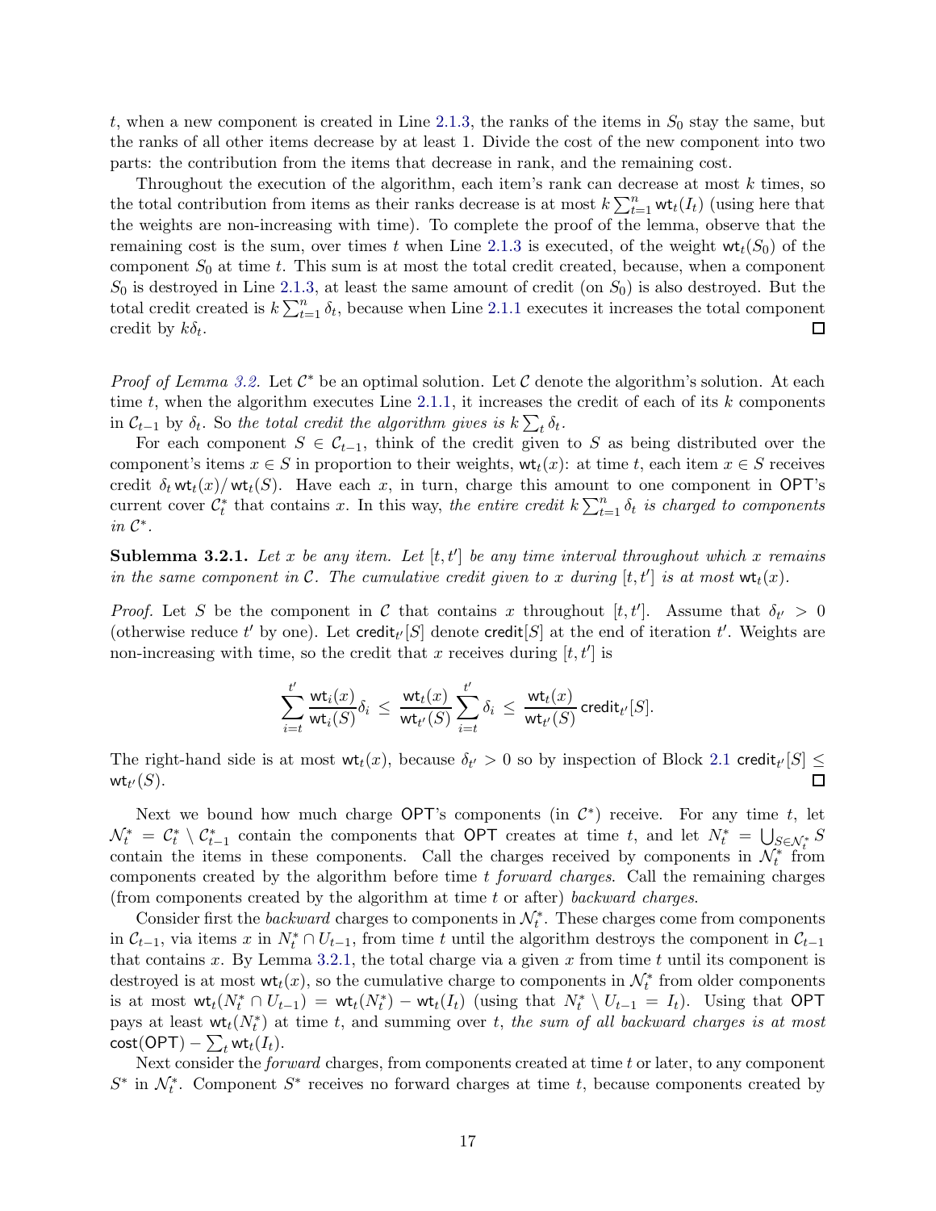$t$, when a new component is created in Line 2.1.3, the ranks of the items in $S_0$ stay the same, but the ranks of all other items decrease by at least 1. Divide the cost of the new component into two parts: the contribution from the items that decrease in rank, and the remaining cost.

Throughout the execution of the algorithm, each item's rank can decrease at most $k$ times, so the total contribution from items as their ranks decrease is at most $k\sum_{t=1}^{n} \mathsf{wt}_t(I_t)$ (using here that the weights are non-increasing with time). To complete the proof of the lemma, observe that the remaining cost is the sum, over times $t$ when Line 2.1.3 is executed, of the weight $\mathsf{wt}_t(S_0)$ of the component $S_0$ at time $t$. This sum is at most the total credit created, because, when a component $S_0$ is destroyed in Line 2.1.3, at least the same amount of credit (on $S_0$) is also destroyed. But the total credit created is $k\sum_{t=1}^{n} \delta_t$, because when Line 2.1.1 executes it increases the total component credit by $k\delta_t$. □

*Proof of Lemma 3.2.* Let $\mathcal{C}^*$ be an optimal solution. Let $\mathcal{C}$ denote the algorithm's solution. At each time $t$, when the algorithm executes Line 2.1.1, it increases the credit of each of its $k$ components in $\mathcal{C}_{t-1}$ by $\delta_t$. So *the total credit the algorithm gives is* $k\sum_t \delta_t$.

For each component $S \in \mathcal{C}_{t-1}$, think of the credit given to $S$ as being distributed over the component's items $x \in S$ in proportion to their weights, $\mathsf{wt}_t(x)$: at time $t$, each item $x \in S$ receives credit $\delta_t \,\mathsf{wt}_t(x)/\,\mathsf{wt}_t(S)$. Have each $x$, in turn, charge this amount to one component in $\mathsf{OPT}$'s current cover $\mathcal{C}_t^*$ that contains $x$. In this way, *the entire credit* $k\sum_{t=1}^{n} \delta_t$ *is charged to components in* $\mathcal{C}^*$.

**Sublemma 3.2.1.** *Let $x$ be any item. Let $[t, t']$ be any time interval throughout which $x$ remains in the same component in $\mathcal{C}$. The cumulative credit given to $x$ during $[t, t']$ is at most $\mathsf{wt}_t(x)$.*

*Proof.* Let $S$ be the component in $\mathcal{C}$ that contains $x$ throughout $[t, t']$. Assume that $\delta_{t'} > 0$ (otherwise reduce $t'$ by one). Let $\mathsf{credit}_{t'}[S]$ denote $\mathsf{credit}[S]$ at the end of iteration $t'$. Weights are non-increasing with time, so the credit that $x$ receives during $[t, t']$ is

$$\sum_{i=t}^{t'} \frac{\mathsf{wt}_i(x)}{\mathsf{wt}_i(S)}\delta_i \;\le\; \frac{\mathsf{wt}_t(x)}{\mathsf{wt}_{t'}(S)}\sum_{i=t}^{t'} \delta_i \;\le\; \frac{\mathsf{wt}_t(x)}{\mathsf{wt}_{t'}(S)}\,\mathsf{credit}_{t'}[S].$$

The right-hand side is at most $\mathsf{wt}_t(x)$, because $\delta_{t'} > 0$ so by inspection of Block 2.1 $\mathsf{credit}_{t'}[S] \le \mathsf{wt}_{t'}(S)$. □

Next we bound how much charge $\mathsf{OPT}$'s components (in $\mathcal{C}^*$) receive. For any time $t$, let $\mathcal{N}_t^* = \mathcal{C}_t^* \setminus \mathcal{C}_{t-1}^*$ contain the components that $\mathsf{OPT}$ creates at time $t$, and let $N_t^* = \bigcup_{S\in\mathcal{N}_t^*} S$ contain the items in these components. Call the charges received by components in $\mathcal{N}_t^*$ from components created by the algorithm before time $t$ *forward charges*. Call the remaining charges (from components created by the algorithm at time $t$ or after) *backward charges*.

Consider first the *backward* charges to components in $\mathcal{N}_t^*$. These charges come from components in $\mathcal{C}_{t-1}$, via items $x$ in $N_t^* \cap U_{t-1}$, from time $t$ until the algorithm destroys the component in $\mathcal{C}_{t-1}$ that contains $x$. By Lemma 3.2.1, the total charge via a given $x$ from time $t$ until its component is destroyed is at most $\mathsf{wt}_t(x)$, so the cumulative charge to components in $\mathcal{N}_t^*$ from older components is at most $\mathsf{wt}_t(N_t^* \cap U_{t-1}) = \mathsf{wt}_t(N_t^*) - \mathsf{wt}_t(I_t)$ (using that $N_t^* \setminus U_{t-1} = I_t$). Using that $\mathsf{OPT}$ pays at least $\mathsf{wt}_t(N_t^*)$ at time $t$, and summing over $t$, *the sum of all backward charges is at most* $\mathsf{cost}(\mathsf{OPT}) - \sum_t \mathsf{wt}_t(I_t)$.

Next consider the *forward* charges, from components created at time $t$ or later, to any component $S^*$ in $\mathcal{N}_t^*$. Component $S^*$ receives no forward charges at time $t$, because components created by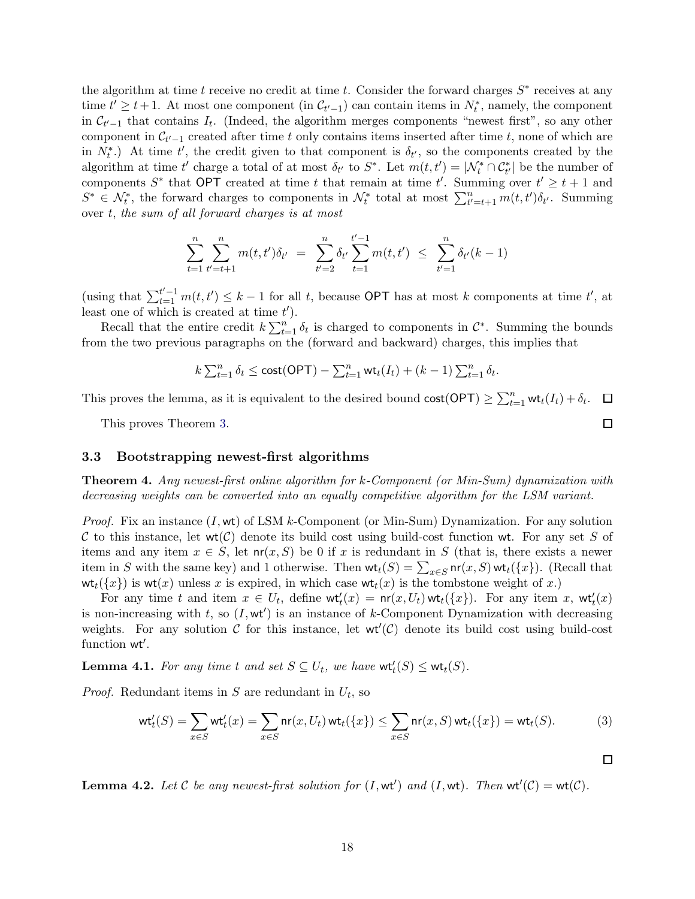the algorithm at time $t$ receive no credit at time $t$. Consider the forward charges $S^*$ receives at any time $t' \geq t+1$. At most one component (in $\mathcal{C}_{t'-1}$) can contain items in $N^*_t$, namely, the component in $\mathcal{C}_{t'-1}$ that contains $I_t$. (Indeed, the algorithm merges components "newest first", so any other component in $\mathcal{C}_{t'-1}$ created after time $t$ only contains items inserted after time $t$, none of which are in $N^*_t$.) At time $t'$, the credit given to that component is $\delta_{t'}$, so the components created by the algorithm at time $t'$ charge a total of at most $\delta_{t'}$ to $S^*$. Let $m(t,t') = |\mathcal{N}^*_t \cap \mathcal{C}^*_{t'}|$ be the number of components $S^*$ that OPT created at time $t$ that remain at time $t'$. Summing over $t' \geq t+1$ and $S^* \in \mathcal{N}^*_t$, the forward charges to components in $\mathcal{N}^*_t$ total at most $\sum_{t'=t+1}^{n} m(t,t')\delta_{t'}$. Summing over $t$, *the sum of all forward charges is at most*

$$\sum_{t=1}^{n} \sum_{t'=t+1}^{n} m(t,t')\delta_{t'} \;=\; \sum_{t'=2}^{n} \delta_{t'} \sum_{t=1}^{t'-1} m(t,t') \;\leq\; \sum_{t'=1}^{n} \delta_{t'}(k-1)$$

(using that $\sum_{t=1}^{t'-1} m(t,t') \leq k-1$ for all $t$, because OPT has at most $k$ components at time $t'$, at least one of which is created at time $t'$).

Recall that the entire credit $k\sum_{t=1}^{n} \delta_t$ is charged to components in $\mathcal{C}^*$. Summing the bounds from the two previous paragraphs on the (forward and backward) charges, this implies that

$$k\textstyle\sum_{t=1}^{n} \delta_t \leq \mathsf{cost}(\mathsf{OPT}) - \sum_{t=1}^{n} \mathsf{wt}_t(I_t) + (k-1)\sum_{t=1}^{n} \delta_t.$$

This proves the lemma, as it is equivalent to the desired bound $\mathsf{cost}(\mathsf{OPT}) \geq \sum_{t=1}^{n} \mathsf{wt}_t(I_t) + \delta_t$. ◻

This proves Theorem 3. ◻

### 3.3 Bootstrapping newest-first algorithms

**Theorem 4.** *Any newest-first online algorithm for $k$-Component (or Min-Sum) dynamization with decreasing weights can be converted into an equally competitive algorithm for the LSM variant.*

*Proof.* Fix an instance $(I, \mathsf{wt})$ of LSM $k$-Component (or Min-Sum) Dynamization. For any solution $\mathcal{C}$ to this instance, let $\mathsf{wt}(\mathcal{C})$ denote its build cost using build-cost function $\mathsf{wt}$. For any set $S$ of items and any item $x \in S$, let $\mathsf{nr}(x, S)$ be 0 if $x$ is redundant in $S$ (that is, there exists a newer item in $S$ with the same key) and 1 otherwise. Then $\mathsf{wt}_t(S) = \sum_{x\in S} \mathsf{nr}(x,S)\,\mathsf{wt}_t(\{x\})$. (Recall that $\mathsf{wt}_t(\{x\})$ is $\mathsf{wt}(x)$ unless $x$ is expired, in which case $\mathsf{wt}_t(x)$ is the tombstone weight of $x$.)

For any time $t$ and item $x \in U_t$, define $\mathsf{wt}'_t(x) = \mathsf{nr}(x, U_t)\,\mathsf{wt}_t(\{x\})$. For any item $x$, $\mathsf{wt}'_t(x)$ is non-increasing with $t$, so $(I, \mathsf{wt}')$ is an instance of $k$-Component Dynamization with decreasing weights. For any solution $\mathcal{C}$ for this instance, let $\mathsf{wt}'(\mathcal{C})$ denote its build cost using build-cost function $\mathsf{wt}'$.

**Lemma 4.1.** *For any time $t$ and set $S \subseteq U_t$, we have $\mathsf{wt}'_t(S) \leq \mathsf{wt}_t(S)$.*

*Proof.* Redundant items in $S$ are redundant in $U_t$, so

$$\mathsf{wt}'_t(S) = \sum_{x\in S} \mathsf{wt}'_t(x) = \sum_{x\in S} \mathsf{nr}(x, U_t)\,\mathsf{wt}_t(\{x\}) \leq \sum_{x\in S} \mathsf{nr}(x, S)\,\mathsf{wt}_t(\{x\}) = \mathsf{wt}_t(S). \tag{3}$$

◻

**Lemma 4.2.** *Let $\mathcal{C}$ be any newest-first solution for $(I, \mathsf{wt}')$ and $(I, \mathsf{wt})$. Then $\mathsf{wt}'(\mathcal{C}) = \mathsf{wt}(\mathcal{C})$.*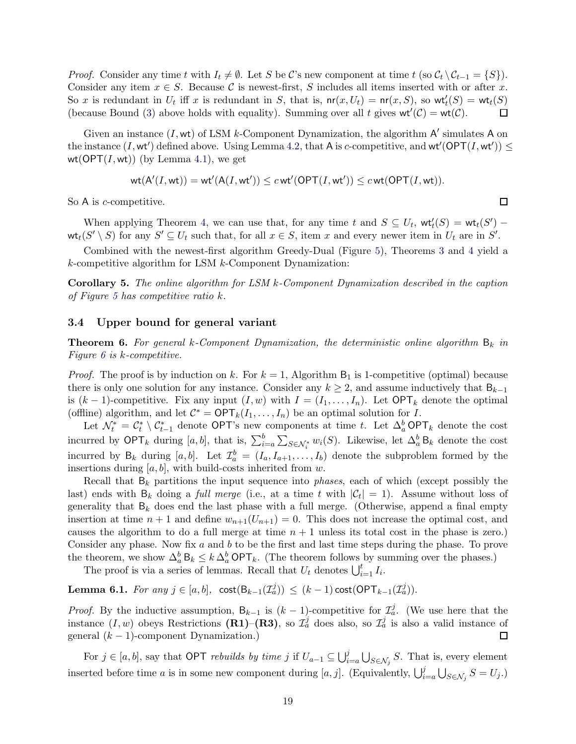*Proof.* Consider any time $t$ with $I_t \neq \emptyset$. Let $S$ be $\mathcal{C}$'s new component at time $t$ (so $\mathcal{C}_t \setminus \mathcal{C}_{t-1} = \{S\}$). Consider any item $x \in S$. Because $\mathcal{C}$ is newest-first, $S$ includes all items inserted with or after $x$. So $x$ is redundant in $U_t$ iff $x$ is redundant in $S$, that is, $\mathsf{nr}(x, U_t) = \mathsf{nr}(x, S)$, so $\mathsf{wt}'_t(S) = \mathsf{wt}_t(S)$ (because Bound (3) above holds with equality). Summing over all $t$ gives $\mathsf{wt}'(\mathcal{C}) = \mathsf{wt}(\mathcal{C})$. ☐

Given an instance $(I, \mathsf{wt})$ of LSM $k$-Component Dynamization, the algorithm $\mathsf{A}'$ simulates $\mathsf{A}$ on the instance $(I, \mathsf{wt}')$ defined above. Using Lemma 4.2, that $\mathsf{A}$ is $c$-competitive, and $\mathsf{wt}'(\mathsf{OPT}(I, \mathsf{wt}')) \leq \mathsf{wt}(\mathsf{OPT}(I, \mathsf{wt}))$ (by Lemma 4.1), we get

$$\mathsf{wt}(\mathsf{A}'(I, \mathsf{wt})) = \mathsf{wt}'(\mathsf{A}(I, \mathsf{wt}')) \leq c\, \mathsf{wt}'(\mathsf{OPT}(I, \mathsf{wt}')) \leq c\, \mathsf{wt}(\mathsf{OPT}(I, \mathsf{wt})).$$

So $\mathsf{A}$ is $c$-competitive. ☐

When applying Theorem 4, we can use that, for any time $t$ and $S \subseteq U_t$, $\mathsf{wt}'_t(S) = \mathsf{wt}_t(S') - \mathsf{wt}_t(S' \setminus S)$ for any $S' \subseteq U_t$ such that, for all $x \in S$, item $x$ and every newer item in $U_t$ are in $S'$.

Combined with the newest-first algorithm Greedy-Dual (Figure 5), Theorems 3 and 4 yield a $k$-competitive algorithm for LSM $k$-Component Dynamization:

**Corollary 5.** *The online algorithm for LSM $k$-Component Dynamization described in the caption of Figure 5 has competitive ratio $k$.*

### 3.4 Upper bound for general variant

**Theorem 6.** *For general $k$-Component Dynamization, the deterministic online algorithm $\mathsf{B}_k$ in Figure 6 is $k$-competitive.*

*Proof.* The proof is by induction on $k$. For $k = 1$, Algorithm $\mathsf{B}_1$ is 1-competitive (optimal) because there is only one solution for any instance. Consider any $k \geq 2$, and assume inductively that $\mathsf{B}_{k-1}$ is $(k-1)$-competitive. Fix any input $(I, w)$ with $I = (I_1, \ldots, I_n)$. Let $\mathsf{OPT}_k$ denote the optimal (offline) algorithm, and let $\mathcal{C}^* = \mathsf{OPT}_k(I_1, \ldots, I_n)$ be an optimal solution for $I$.

Let $\mathcal{N}^*_t = \mathcal{C}^*_t \setminus \mathcal{C}^*_{t-1}$ denote $\mathsf{OPT}$'s new components at time $t$. Let $\Delta_a^b \mathsf{OPT}_k$ denote the cost incurred by $\mathsf{OPT}_k$ during $[a, b]$, that is, $\sum_{i=a}^{b} \sum_{S \in \mathcal{N}^*_i} w_i(S)$. Likewise, let $\Delta_a^b \mathsf{B}_k$ denote the cost incurred by $\mathsf{B}_k$ during $[a, b]$. Let $\mathcal{I}_a^b = (I_a, I_{a+1}, \ldots, I_b)$ denote the subproblem formed by the insertions during $[a, b]$, with build-costs inherited from $w$.

Recall that $\mathsf{B}_k$ partitions the input sequence into *phases*, each of which (except possibly the last) ends with $\mathsf{B}_k$ doing a *full merge* (i.e., at a time $t$ with $|\mathcal{C}_t| = 1$). Assume without loss of generality that $\mathsf{B}_k$ does end the last phase with a full merge. (Otherwise, append a final empty insertion at time $n+1$ and define $w_{n+1}(U_{n+1}) = 0$. This does not increase the optimal cost, and causes the algorithm to do a full merge at time $n+1$ unless its total cost in the phase is zero.) Consider any phase. Now fix $a$ and $b$ to be the first and last time steps during the phase. To prove the theorem, we show $\Delta_a^b \mathsf{B}_k \leq k\, \Delta_a^b \mathsf{OPT}_k$. (The theorem follows by summing over the phases.)

The proof is via a series of lemmas. Recall that $U_t$ denotes $\bigcup_{i=1}^{t} I_i$.

**Lemma 6.1.** *For any $j \in [a, b]$, $\mathsf{cost}(\mathsf{B}_{k-1}(\mathcal{I}_a^j)) \leq (k-1)\, \mathsf{cost}(\mathsf{OPT}_{k-1}(\mathcal{I}_a^j))$.*

*Proof.* By the inductive assumption, $\mathsf{B}_{k-1}$ is $(k-1)$-competitive for $\mathcal{I}_a^j$. (We use here that the instance $(I, w)$ obeys Restrictions **(R1)**–**(R3)**, so $\mathcal{I}_a^j$ does also, so $\mathcal{I}_a^j$ is also a valid instance of general $(k-1)$-component Dynamization.) ☐

For $j \in [a, b]$, say that $\mathsf{OPT}$ *rebuilds by time $j$* if $U_{a-1} \subseteq \bigcup_{i=a}^{j} \bigcup_{S \in \mathcal{N}_j} S$. That is, every element inserted before time $a$ is in some new component during $[a, j]$. (Equivalently, $\bigcup_{i=a}^{j} \bigcup_{S \in \mathcal{N}_j} S = U_j$.)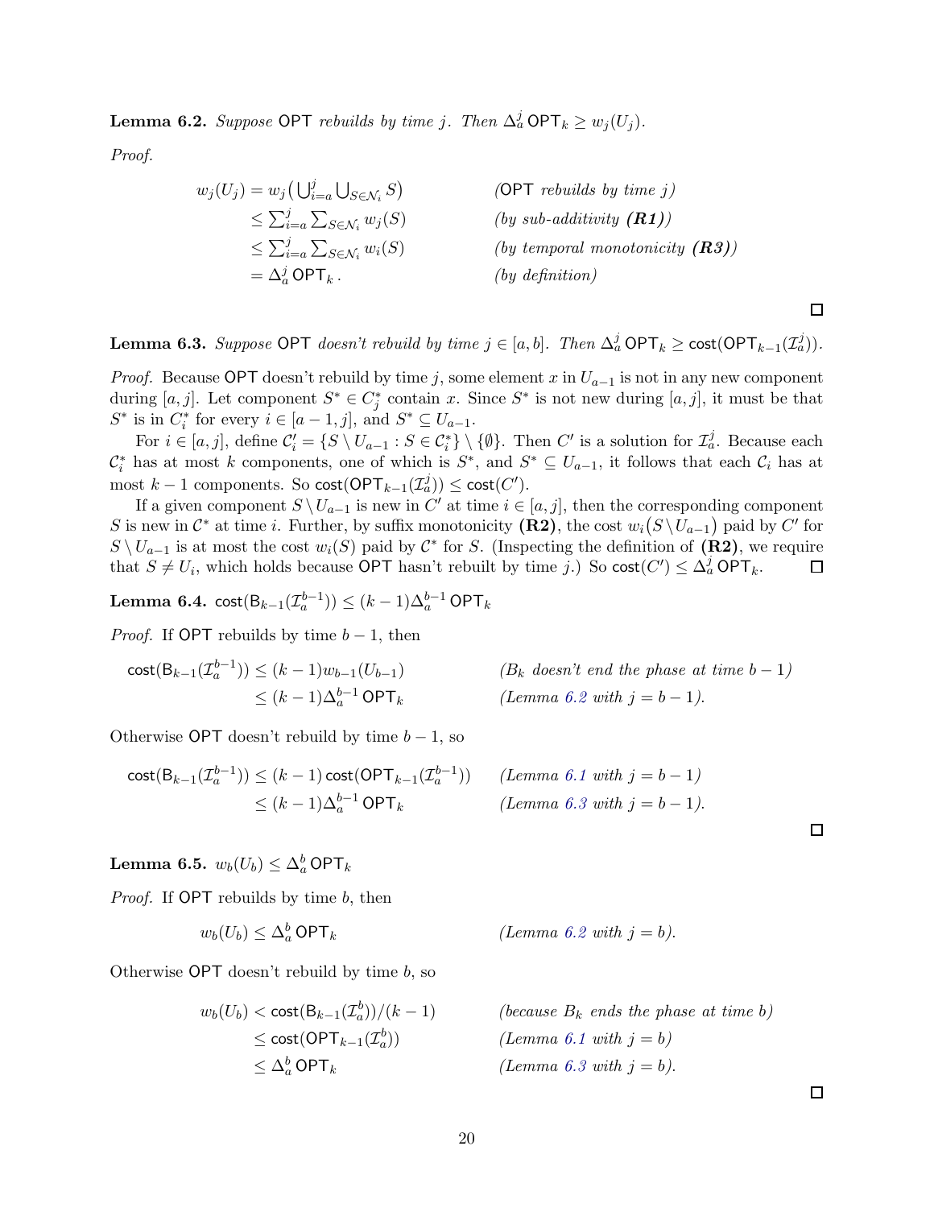**Lemma 6.2.** *Suppose* $\mathsf{OPT}$ *rebuilds by time* $j$*. Then* $\Delta_a^j \mathsf{OPT}_k \geq w_j(U_j)$*.*

*Proof.*

$$
\begin{aligned}
w_j(U_j) &= w_j\big(\textstyle\bigcup_{i=a}^j \bigcup_{S\in\mathcal{N}_i} S\big) && \textit{(}\mathsf{OPT}\textit{ rebuilds by time } j\textit{)}\\
&\leq \textstyle\sum_{i=a}^j \sum_{S\in\mathcal{N}_i} w_j(S) && \textit{(by sub-additivity \textbf{(R1)})}\\
&\leq \textstyle\sum_{i=a}^j \sum_{S\in\mathcal{N}_i} w_i(S) && \textit{(by temporal monotonicity \textbf{(R3)})}\\
&= \Delta_a^j \mathsf{OPT}_k\,. && \textit{(by definition)}
\end{aligned}
$$

□

**Lemma 6.3.** *Suppose* $\mathsf{OPT}$ *doesn't rebuild by time* $j \in [a,b]$*. Then* $\Delta_a^j \mathsf{OPT}_k \geq \mathsf{cost}(\mathsf{OPT}_{k-1}(\mathcal{I}_a^j))$*.*

*Proof.* Because $\mathsf{OPT}$ doesn't rebuild by time $j$, some element $x$ in $U_{a-1}$ is not in any new component during $[a,j]$. Let component $S^* \in C_j^*$ contain $x$. Since $S^*$ is not new during $[a,j]$, it must be that $S^*$ is in $C_i^*$ for every $i \in [a-1,j]$, and $S^* \subseteq U_{a-1}$.

For $i \in [a,j]$, define $\mathcal{C}_i' = \{S \setminus U_{a-1} : S \in \mathcal{C}_i^*\} \setminus \{\emptyset\}$. Then $C'$ is a solution for $\mathcal{I}_a^j$. Because each $\mathcal{C}_i^*$ has at most $k$ components, one of which is $S^*$, and $S^* \subseteq U_{a-1}$, it follows that each $\mathcal{C}_i$ has at most $k-1$ components. So $\mathsf{cost}(\mathsf{OPT}_{k-1}(\mathcal{I}_a^j)) \leq \mathsf{cost}(C')$.

If a given component $S \setminus U_{a-1}$ is new in $C'$ at time $i \in [a,j]$, then the corresponding component $S$ is new in $\mathcal{C}^*$ at time $i$. Further, by suffix monotonicity **(R2)**, the cost $w_i\big(S \setminus U_{a-1}\big)$ paid by $C'$ for $S \setminus U_{a-1}$ is at most the cost $w_i(S)$ paid by $\mathcal{C}^*$ for $S$. (Inspecting the definition of **(R2)**, we require that $S \neq U_i$, which holds because $\mathsf{OPT}$ hasn't rebuilt by time $j$.) So $\mathsf{cost}(C') \leq \Delta_a^j \mathsf{OPT}_k$. □

**Lemma 6.4.** $\mathsf{cost}(\mathsf{B}_{k-1}(\mathcal{I}_a^{b-1})) \leq (k-1)\Delta_a^{b-1}\mathsf{OPT}_k$

*Proof.* If $\mathsf{OPT}$ rebuilds by time $b-1$, then

$$
\begin{aligned}
\mathsf{cost}(\mathsf{B}_{k-1}(\mathcal{I}_a^{b-1})) &\leq (k-1)w_{b-1}(U_{b-1}) && \textit{(}B_k\textit{ doesn't end the phase at time } b-1\textit{)}\\
&\leq (k-1)\Delta_a^{b-1}\mathsf{OPT}_k && \textit{(Lemma 6.2 with } j=b-1\textit{).}
\end{aligned}
$$

Otherwise $\mathsf{OPT}$ doesn't rebuild by time $b-1$, so

$$
\begin{aligned}
\mathsf{cost}(\mathsf{B}_{k-1}(\mathcal{I}_a^{b-1})) &\leq (k-1)\,\mathsf{cost}(\mathsf{OPT}_{k-1}(\mathcal{I}_a^{b-1})) && \textit{(Lemma 6.1 with } j=b-1\textit{)}\\
&\leq (k-1)\Delta_a^{b-1}\mathsf{OPT}_k && \textit{(Lemma 6.3 with } j=b-1\textit{).}
\end{aligned}
$$

□

**Lemma 6.5.** $w_b(U_b) \leq \Delta_a^b \mathsf{OPT}_k$

*Proof.* If $\mathsf{OPT}$ rebuilds by time $b$, then

$$
w_b(U_b) \leq \Delta_a^b \mathsf{OPT}_k \qquad \textit{(Lemma 6.2 with } j=b\textit{).}
$$

Otherwise $\mathsf{OPT}$ doesn't rebuild by time $b$, so

$$
\begin{aligned}
w_b(U_b) &< \mathsf{cost}(\mathsf{B}_{k-1}(\mathcal{I}_a^b))/(k-1) && \textit{(because } B_k \textit{ ends the phase at time } b\textit{)}\\
&\leq \mathsf{cost}(\mathsf{OPT}_{k-1}(\mathcal{I}_a^b)) && \textit{(Lemma 6.1 with } j=b\textit{)}\\
&\leq \Delta_a^b \mathsf{OPT}_k && \textit{(Lemma 6.3 with } j=b\textit{).}
\end{aligned}
$$

□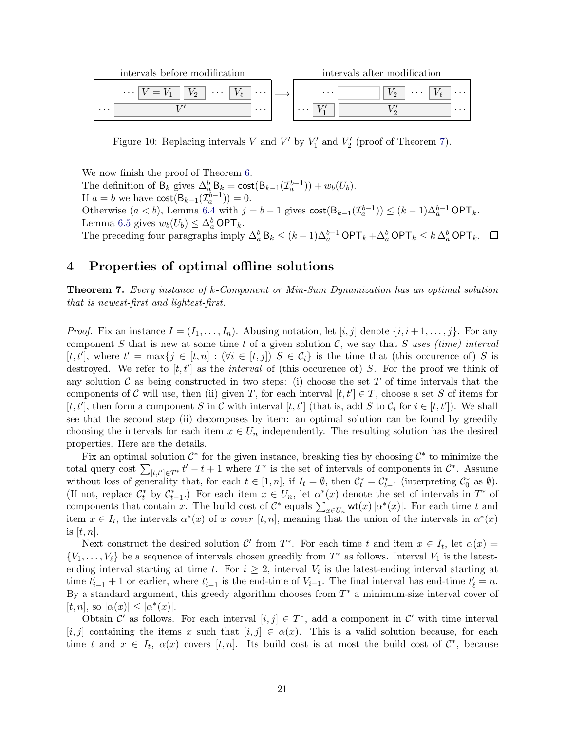intervals before modification → intervals after modification

Figure 10: Replacing intervals $V$ and $V'$ by $V'_1$ and $V'_2$ (proof of Theorem 7).

We now finish the proof of Theorem 6.

The definition of $\mathsf{B}_k$ gives $\Delta_a^b \mathsf{B}_k = \mathsf{cost}(\mathsf{B}_{k-1}(\mathcal{I}_a^{b-1})) + w_b(U_b)$.

If $a = b$ we have $\mathsf{cost}(\mathsf{B}_{k-1}(\mathcal{I}_a^{b-1})) = 0$.

Otherwise ($a < b$), Lemma 6.4 with $j = b-1$ gives $\mathsf{cost}(\mathsf{B}_{k-1}(\mathcal{I}_a^{b-1})) \le (k-1)\Delta_a^{b-1}\,\mathsf{OPT}_k$.

Lemma 6.5 gives $w_b(U_b) \le \Delta_a^b\,\mathsf{OPT}_k$.

The preceding four paragraphs imply $\Delta_a^b \mathsf{B}_k \le (k-1)\Delta_a^{b-1}\,\mathsf{OPT}_k + \Delta_a^b\,\mathsf{OPT}_k \le k\,\Delta_a^b\,\mathsf{OPT}_k$. ◻

## 4 Properties of optimal offline solutions

**Theorem 7.** *Every instance of k-Component or Min-Sum Dynamization has an optimal solution that is newest-first and lightest-first.*

*Proof.* Fix an instance $I = (I_1, \ldots, I_n)$. Abusing notation, let $[i, j]$ denote $\{i, i+1, \ldots, j\}$. For any component $S$ that is new at some time $t$ of a given solution $\mathcal{C}$, we say that $S$ *uses (time) interval* $[t, t']$, where $t' = \max\{j \in [t, n] : (\forall i \in [t, j])\ S \in \mathcal{C}_i\}$ is the time that (this occurence of) $S$ is destroyed. We refer to $[t, t']$ as the *interval* of (this occurence of) $S$. For the proof we think of any solution $\mathcal{C}$ as being constructed in two steps: (i) choose the set $T$ of time intervals that the components of $\mathcal{C}$ will use, then (ii) given $T$, for each interval $[t, t'] \in T$, choose a set $S$ of items for $[t, t']$, then form a component $S$ in $\mathcal{C}$ with interval $[t, t']$ (that is, add $S$ to $\mathcal{C}_i$ for $i \in [t, t']$). We shall see that the second step (ii) decomposes by item: an optimal solution can be found by greedily choosing the intervals for each item $x \in U_n$ independently. The resulting solution has the desired properties. Here are the details.

Fix an optimal solution $\mathcal{C}^*$ for the given instance, breaking ties by choosing $\mathcal{C}^*$ to minimize the total query cost $\sum_{[t,t'] \in T^*} t' - t + 1$ where $T^*$ is the set of intervals of components in $\mathcal{C}^*$. Assume without loss of generality that, for each $t \in [1, n]$, if $I_t = \emptyset$, then $\mathcal{C}_t^* = \mathcal{C}_{t-1}^*$ (interpreting $\mathcal{C}_0^*$ as $\emptyset$). (If not, replace $\mathcal{C}_t^*$ by $\mathcal{C}_{t-1}^*$.) For each item $x \in U_n$, let $\alpha^*(x)$ denote the set of intervals in $T^*$ of components that contain $x$. The build cost of $\mathcal{C}^*$ equals $\sum_{x \in U_n} \mathsf{wt}(x)\,|\alpha^*(x)|$. For each time $t$ and item $x \in I_t$, the intervals $\alpha^*(x)$ of $x$ *cover* $[t, n]$, meaning that the union of the intervals in $\alpha^*(x)$ is $[t, n]$.

Next construct the desired solution $\mathcal{C}'$ from $T^*$. For each time $t$ and item $x \in I_t$, let $\alpha(x) = \{V_1, \ldots, V_\ell\}$ be a sequence of intervals chosen greedily from $T^*$ as follows. Interval $V_1$ is the latest-ending interval starting at time $t$. For $i \ge 2$, interval $V_i$ is the latest-ending interval starting at time $t'_{i-1} + 1$ or earlier, where $t'_{i-1}$ is the end-time of $V_{i-1}$. The final interval has end-time $t'_\ell = n$. By a standard argument, this greedy algorithm chooses from $T^*$ a minimum-size interval cover of $[t, n]$, so $|\alpha(x)| \le |\alpha^*(x)|$.

Obtain $\mathcal{C}'$ as follows. For each interval $[i, j] \in T^*$, add a component in $\mathcal{C}'$ with time interval $[i, j]$ containing the items $x$ such that $[i, j] \in \alpha(x)$. This is a valid solution because, for each time $t$ and $x \in I_t$, $\alpha(x)$ covers $[t, n]$. Its build cost is at most the build cost of $\mathcal{C}^*$, because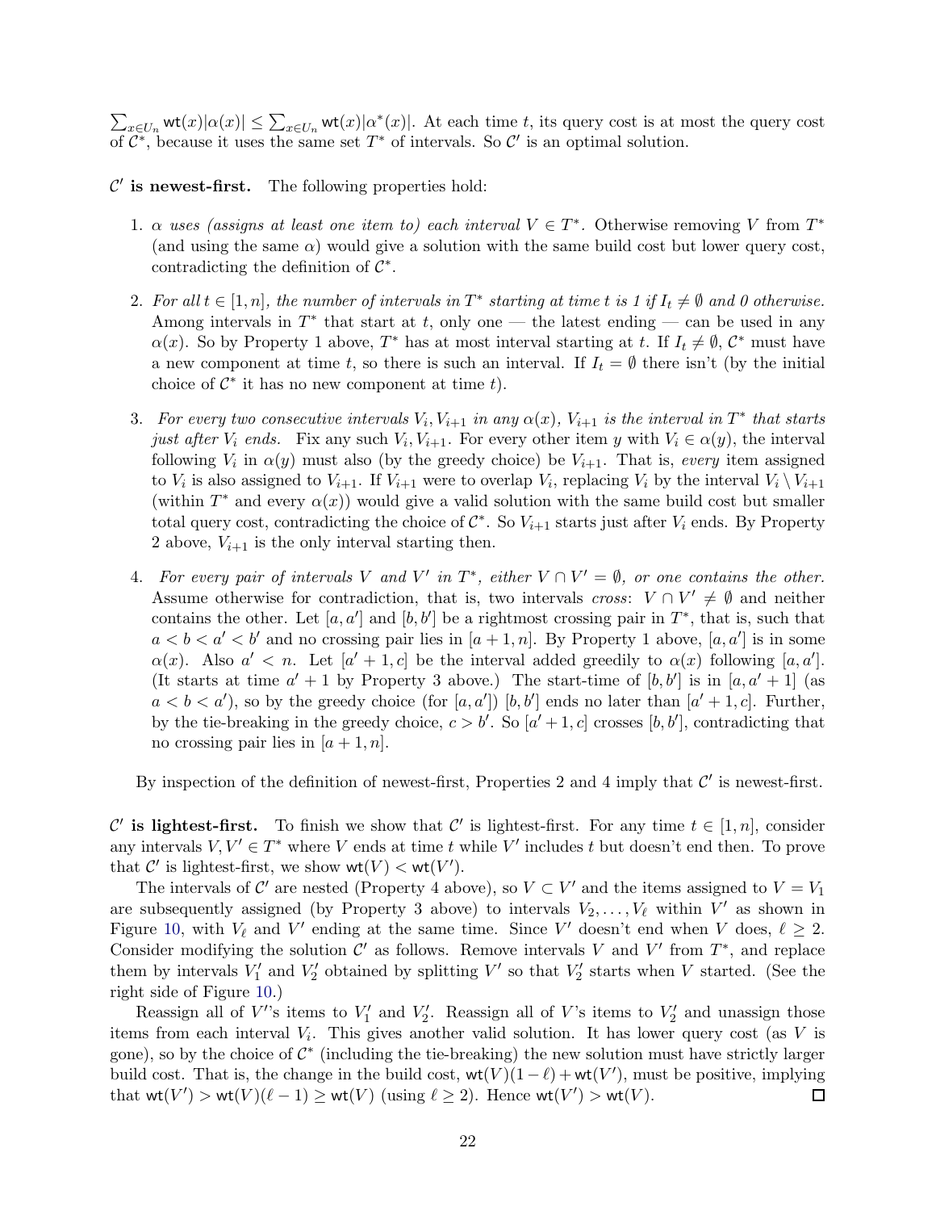$\sum_{x\in U_n} \mathsf{wt}(x)|\alpha(x)| \le \sum_{x\in U_n} \mathsf{wt}(x)|\alpha^*(x)|$. At each time $t$, its query cost is at most the query cost of $\mathcal{C}^*$, because it uses the same set $T^*$ of intervals. So $\mathcal{C}'$ is an optimal solution.

**$\mathcal{C}'$ is newest-first.** The following properties hold:

1. *$\alpha$ uses (assigns at least one item to) each interval $V \in T^*$.* Otherwise removing $V$ from $T^*$ (and using the same $\alpha$) would give a solution with the same build cost but lower query cost, contradicting the definition of $\mathcal{C}^*$.

2. *For all $t \in [1, n]$, the number of intervals in $T^*$ starting at time $t$ is 1 if $I_t \neq \emptyset$ and 0 otherwise.* Among intervals in $T^*$ that start at $t$, only one — the latest ending — can be used in any $\alpha(x)$. So by Property 1 above, $T^*$ has at most interval starting at $t$. If $I_t \neq \emptyset$, $\mathcal{C}^*$ must have a new component at time $t$, so there is such an interval. If $I_t = \emptyset$ there isn't (by the initial choice of $\mathcal{C}^*$ it has no new component at time $t$).

3. *For every two consecutive intervals $V_i, V_{i+1}$ in any $\alpha(x)$, $V_{i+1}$ is the interval in $T^*$ that starts just after $V_i$ ends.* Fix any such $V_i, V_{i+1}$. For every other item $y$ with $V_i \in \alpha(y)$, the interval following $V_i$ in $\alpha(y)$ must also (by the greedy choice) be $V_{i+1}$. That is, *every* item assigned to $V_i$ is also assigned to $V_{i+1}$. If $V_{i+1}$ were to overlap $V_i$, replacing $V_i$ by the interval $V_i \setminus V_{i+1}$ (within $T^*$ and every $\alpha(x)$) would give a valid solution with the same build cost but smaller total query cost, contradicting the choice of $\mathcal{C}^*$. So $V_{i+1}$ starts just after $V_i$ ends. By Property 2 above, $V_{i+1}$ is the only interval starting then.

4. *For every pair of intervals $V$ and $V'$ in $T^*$, either $V \cap V' = \emptyset$, or one contains the other.* Assume otherwise for contradiction, that is, two intervals *cross*: $V \cap V' \neq \emptyset$ and neither contains the other. Let $[a, a']$ and $[b, b']$ be a rightmost crossing pair in $T^*$, that is, such that $a < b < a' < b'$ and no crossing pair lies in $[a+1, n]$. By Property 1 above, $[a, a']$ is in some $\alpha(x)$. Also $a' < n$. Let $[a'+1, c]$ be the interval added greedily to $\alpha(x)$ following $[a, a']$. (It starts at time $a'+1$ by Property 3 above.) The start-time of $[b, b']$ is in $[a, a'+1]$ (as $a < b < a'$), so by the greedy choice (for $[a, a']$) $[b, b']$ ends no later than $[a'+1, c]$. Further, by the tie-breaking in the greedy choice, $c > b'$. So $[a'+1, c]$ crosses $[b, b']$, contradicting that no crossing pair lies in $[a+1, n]$.

By inspection of the definition of newest-first, Properties 2 and 4 imply that $\mathcal{C}'$ is newest-first.

**$\mathcal{C}'$ is lightest-first.** To finish we show that $\mathcal{C}'$ is lightest-first. For any time $t \in [1, n]$, consider any intervals $V, V' \in T^*$ where $V$ ends at time $t$ while $V'$ includes $t$ but doesn't end then. To prove that $\mathcal{C}'$ is lightest-first, we show $\mathsf{wt}(V) < \mathsf{wt}(V')$.

The intervals of $\mathcal{C}'$ are nested (Property 4 above), so $V \subset V'$ and the items assigned to $V = V_1$ are subsequently assigned (by Property 3 above) to intervals $V_2, \ldots, V_\ell$ within $V'$ as shown in Figure 10, with $V_\ell$ and $V'$ ending at the same time. Since $V'$ doesn't end when $V$ does, $\ell \ge 2$. Consider modifying the solution $\mathcal{C}'$ as follows. Remove intervals $V$ and $V'$ from $T^*$, and replace them by intervals $V'_1$ and $V'_2$ obtained by splitting $V'$ so that $V'_2$ starts when $V$ started. (See the right side of Figure 10.)

Reassign all of $V'$'s items to $V'_1$ and $V'_2$. Reassign all of $V$'s items to $V'_2$ and unassign those items from each interval $V_i$. This gives another valid solution. It has lower query cost (as $V$ is gone), so by the choice of $\mathcal{C}^*$ (including the tie-breaking) the new solution must have strictly larger build cost. That is, the change in the build cost, $\mathsf{wt}(V)(1-\ell) + \mathsf{wt}(V')$, must be positive, implying that $\mathsf{wt}(V') > \mathsf{wt}(V)(\ell - 1) \ge \mathsf{wt}(V)$ (using $\ell \ge 2$). Hence $\mathsf{wt}(V') > \mathsf{wt}(V)$. ☐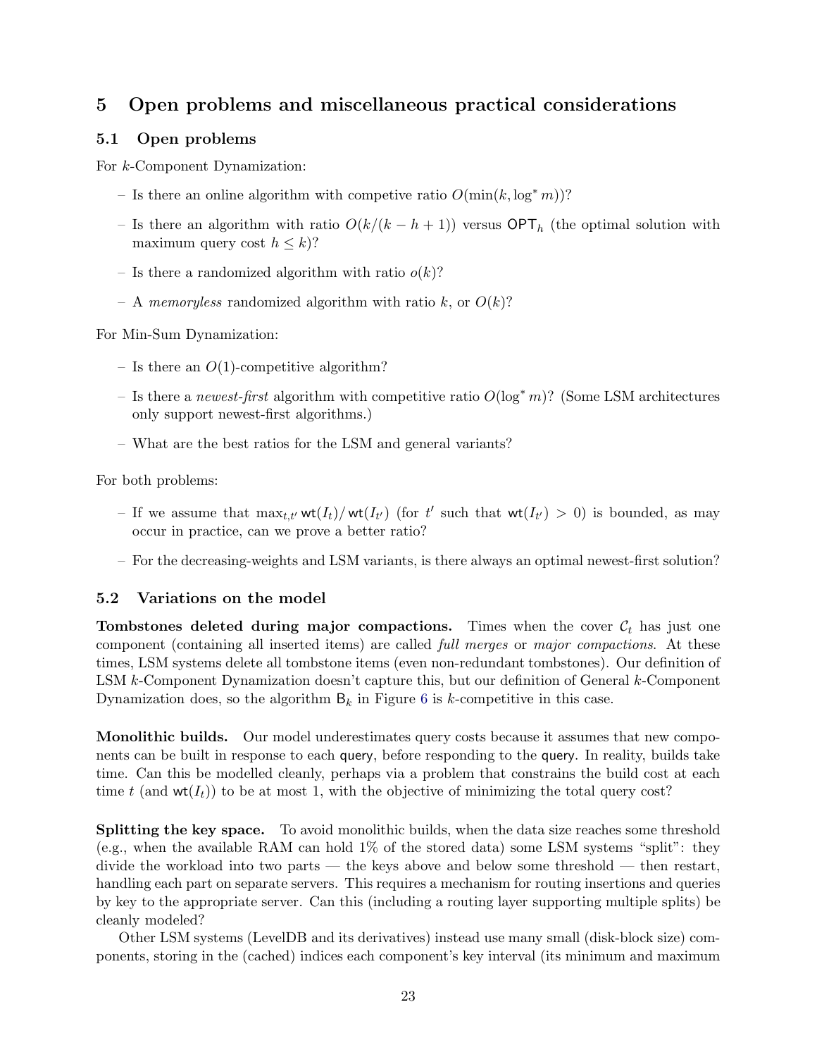## 5 Open problems and miscellaneous practical considerations

### 5.1 Open problems

For $k$-Component Dynamization:

- Is there an online algorithm with competive ratio $O(\min(k, \log^* m))$?
- Is there an algorithm with ratio $O(k/(k-h+1))$ versus $\mathsf{OPT}_h$ (the optimal solution with maximum query cost $h \le k$)?
- Is there a randomized algorithm with ratio $o(k)$?
- A *memoryless* randomized algorithm with ratio $k$, or $O(k)$?

For Min-Sum Dynamization:

- Is there an $O(1)$-competitive algorithm?
- Is there a *newest-first* algorithm with competitive ratio $O(\log^* m)$? (Some LSM architectures only support newest-first algorithms.)
- What are the best ratios for the LSM and general variants?

For both problems:

- If we assume that $\max_{t,t'} \mathsf{wt}(I_t)/\mathsf{wt}(I_{t'})$ (for $t'$ such that $\mathsf{wt}(I_{t'}) > 0$) is bounded, as may occur in practice, can we prove a better ratio?
- For the decreasing-weights and LSM variants, is there always an optimal newest-first solution?

### 5.2 Variations on the model

**Tombstones deleted during major compactions.** Times when the cover $\mathcal{C}_t$ has just one component (containing all inserted items) are called *full merges* or *major compactions*. At these times, LSM systems delete all tombstone items (even non-redundant tombstones). Our definition of LSM $k$-Component Dynamization doesn't capture this, but our definition of General $k$-Component Dynamization does, so the algorithm $\mathsf{B}_k$ in Figure 6 is $k$-competitive in this case.

**Monolithic builds.** Our model underestimates query costs because it assumes that new components can be built in response to each query, before responding to the query. In reality, builds take time. Can this be modelled cleanly, perhaps via a problem that constrains the build cost at each time $t$ (and $\mathsf{wt}(I_t)$) to be at most 1, with the objective of minimizing the total query cost?

**Splitting the key space.** To avoid monolithic builds, when the data size reaches some threshold (e.g., when the available RAM can hold 1% of the stored data) some LSM systems "split": they divide the workload into two parts — the keys above and below some threshold — then restart, handling each part on separate servers. This requires a mechanism for routing insertions and queries by key to the appropriate server. Can this (including a routing layer supporting multiple splits) be cleanly modeled?

Other LSM systems (LevelDB and its derivatives) instead use many small (disk-block size) components, storing in the (cached) indices each component's key interval (its minimum and maximum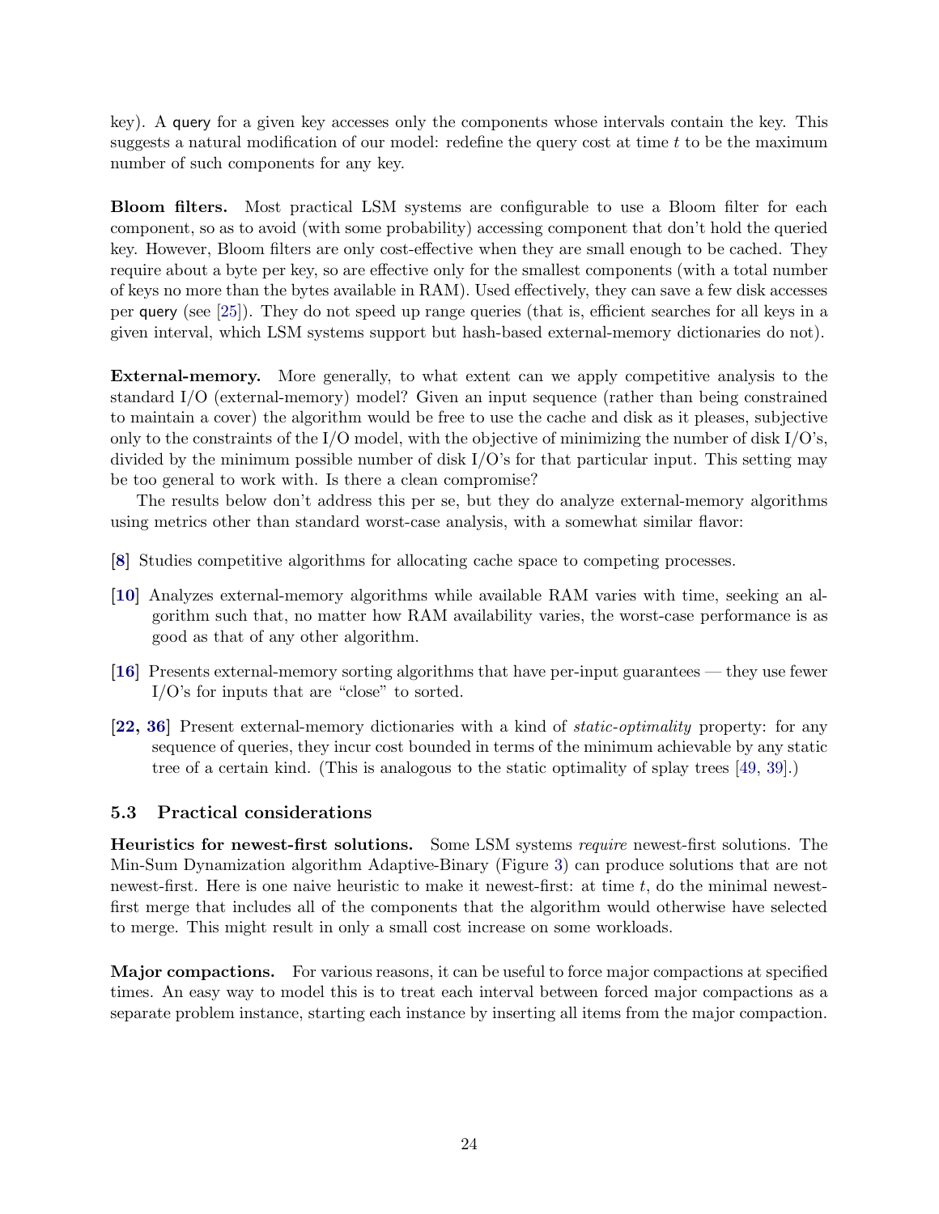key). A query for a given key accesses only the components whose intervals contain the key. This suggests a natural modification of our model: redefine the query cost at time $t$ to be the maximum number of such components for any key.

**Bloom filters.** Most practical LSM systems are configurable to use a Bloom filter for each component, so as to avoid (with some probability) accessing component that don't hold the queried key. However, Bloom filters are only cost-effective when they are small enough to be cached. They require about a byte per key, so are effective only for the smallest components (with a total number of keys no more than the bytes available in RAM). Used effectively, they can save a few disk accesses per query (see [25]). They do not speed up range queries (that is, efficient searches for all keys in a given interval, which LSM systems support but hash-based external-memory dictionaries do not).

**External-memory.** More generally, to what extent can we apply competitive analysis to the standard I/O (external-memory) model? Given an input sequence (rather than being constrained to maintain a cover) the algorithm would be free to use the cache and disk as it pleases, subjective only to the constraints of the I/O model, with the objective of minimizing the number of disk I/O's, divided by the minimum possible number of disk I/O's for that particular input. This setting may be too general to work with. Is there a clean compromise?

The results below don't address this per se, but they do analyze external-memory algorithms using metrics other than standard worst-case analysis, with a somewhat similar flavor:

- **[8]** Studies competitive algorithms for allocating cache space to competing processes.
- **[10]** Analyzes external-memory algorithms while available RAM varies with time, seeking an algorithm such that, no matter how RAM availability varies, the worst-case performance is as good as that of any other algorithm.
- **[16]** Presents external-memory sorting algorithms that have per-input guarantees — they use fewer I/O's for inputs that are "close" to sorted.
- **[22, 36]** Present external-memory dictionaries with a kind of *static-optimality* property: for any sequence of queries, they incur cost bounded in terms of the minimum achievable by any static tree of a certain kind. (This is analogous to the static optimality of splay trees [49, 39].)

### 5.3 Practical considerations

**Heuristics for newest-first solutions.** Some LSM systems *require* newest-first solutions. The Min-Sum Dynamization algorithm Adaptive-Binary (Figure 3) can produce solutions that are not newest-first. Here is one naive heuristic to make it newest-first: at time $t$, do the minimal newest-first merge that includes all of the components that the algorithm would otherwise have selected to merge. This might result in only a small cost increase on some workloads.

**Major compactions.** For various reasons, it can be useful to force major compactions at specified times. An easy way to model this is to treat each interval between forced major compactions as a separate problem instance, starting each instance by inserting all items from the major compaction.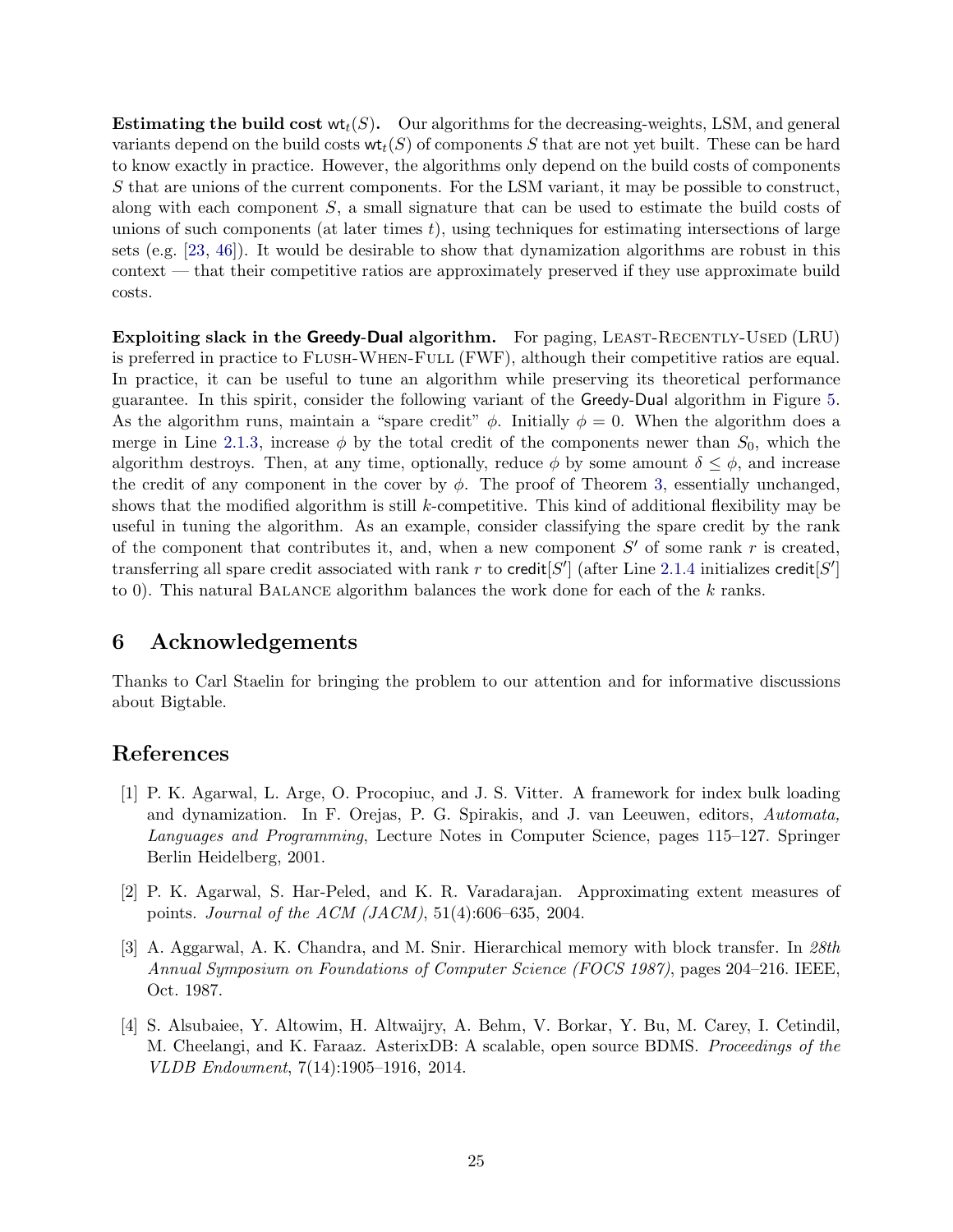**Estimating the build cost $\mathsf{wt}_t(S)$.** Our algorithms for the decreasing-weights, LSM, and general variants depend on the build costs $\mathsf{wt}_t(S)$ of components $S$ that are not yet built. These can be hard to know exactly in practice. However, the algorithms only depend on the build costs of components $S$ that are unions of the current components. For the LSM variant, it may be possible to construct, along with each component $S$, a small signature that can be used to estimate the build costs of unions of such components (at later times $t$), using techniques for estimating intersections of large sets (e.g. [23, 46]). It would be desirable to show that dynamization algorithms are robust in this context — that their competitive ratios are approximately preserved if they use approximate build costs.

**Exploiting slack in the Greedy-Dual algorithm.** For paging, Least-Recently-Used (LRU) is preferred in practice to Flush-When-Full (FWF), although their competitive ratios are equal. In practice, it can be useful to tune an algorithm while preserving its theoretical performance guarantee. In this spirit, consider the following variant of the Greedy-Dual algorithm in Figure 5. As the algorithm runs, maintain a "spare credit" $\phi$. Initially $\phi = 0$. When the algorithm does a merge in Line 2.1.3, increase $\phi$ by the total credit of the components newer than $S_0$, which the algorithm destroys. Then, at any time, optionally, reduce $\phi$ by some amount $\delta \leq \phi$, and increase the credit of any component in the cover by $\phi$. The proof of Theorem 3, essentially unchanged, shows that the modified algorithm is still $k$-competitive. This kind of additional flexibility may be useful in tuning the algorithm. As an example, consider classifying the spare credit by the rank of the component that contributes it, and, when a new component $S'$ of some rank $r$ is created, transferring all spare credit associated with rank $r$ to $\mathsf{credit}[S']$ (after Line 2.1.4 initializes $\mathsf{credit}[S']$ to 0). This natural Balance algorithm balances the work done for each of the $k$ ranks.

## 6 Acknowledgements

Thanks to Carl Staelin for bringing the problem to our attention and for informative discussions about Bigtable.

## References

[1] P. K. Agarwal, L. Arge, O. Procopiuc, and J. S. Vitter. A framework for index bulk loading and dynamization. In F. Orejas, P. G. Spirakis, and J. van Leeuwen, editors, *Automata, Languages and Programming*, Lecture Notes in Computer Science, pages 115–127. Springer Berlin Heidelberg, 2001.

[2] P. K. Agarwal, S. Har-Peled, and K. R. Varadarajan. Approximating extent measures of points. *Journal of the ACM (JACM)*, 51(4):606–635, 2004.

[3] A. Aggarwal, A. K. Chandra, and M. Snir. Hierarchical memory with block transfer. In *28th Annual Symposium on Foundations of Computer Science (FOCS 1987)*, pages 204–216. IEEE, Oct. 1987.

[4] S. Alsubaiee, Y. Altowim, H. Altwaijry, A. Behm, V. Borkar, Y. Bu, M. Carey, I. Cetindil, M. Cheelangi, and K. Faraaz. AsterixDB: A scalable, open source BDMS. *Proceedings of the VLDB Endowment*, 7(14):1905–1916, 2014.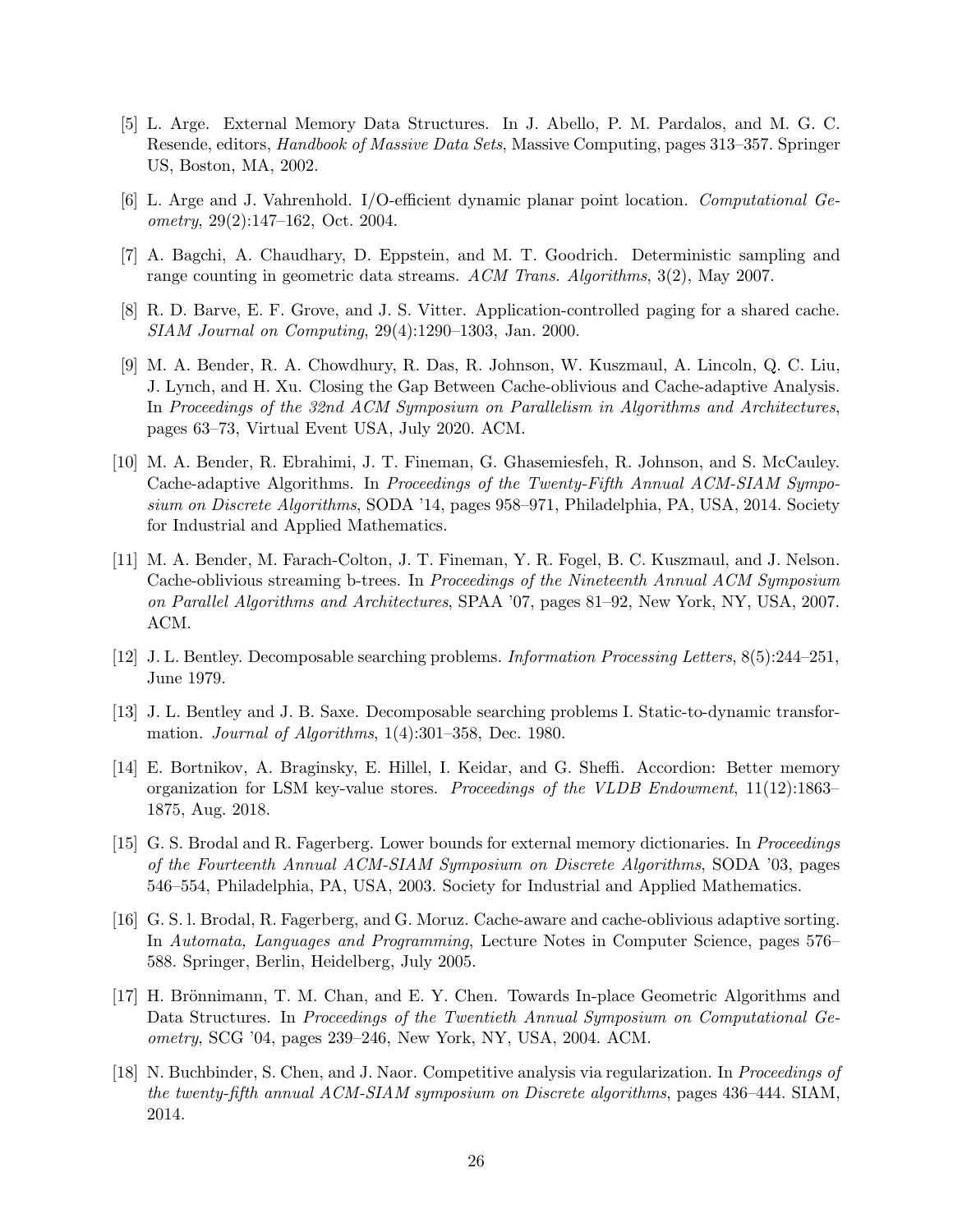[5] L. Arge. External Memory Data Structures. In J. Abello, P. M. Pardalos, and M. G. C. Resende, editors, *Handbook of Massive Data Sets*, Massive Computing, pages 313–357. Springer US, Boston, MA, 2002.

[6] L. Arge and J. Vahrenhold. I/O-efficient dynamic planar point location. *Computational Geometry*, 29(2):147–162, Oct. 2004.

[7] A. Bagchi, A. Chaudhary, D. Eppstein, and M. T. Goodrich. Deterministic sampling and range counting in geometric data streams. *ACM Trans. Algorithms*, 3(2), May 2007.

[8] R. D. Barve, E. F. Grove, and J. S. Vitter. Application-controlled paging for a shared cache. *SIAM Journal on Computing*, 29(4):1290–1303, Jan. 2000.

[9] M. A. Bender, R. A. Chowdhury, R. Das, R. Johnson, W. Kuszmaul, A. Lincoln, Q. C. Liu, J. Lynch, and H. Xu. Closing the Gap Between Cache-oblivious and Cache-adaptive Analysis. In *Proceedings of the 32nd ACM Symposium on Parallelism in Algorithms and Architectures*, pages 63–73, Virtual Event USA, July 2020. ACM.

[10] M. A. Bender, R. Ebrahimi, J. T. Fineman, G. Ghasemiesfeh, R. Johnson, and S. McCauley. Cache-adaptive Algorithms. In *Proceedings of the Twenty-Fifth Annual ACM-SIAM Symposium on Discrete Algorithms*, SODA '14, pages 958–971, Philadelphia, PA, USA, 2014. Society for Industrial and Applied Mathematics.

[11] M. A. Bender, M. Farach-Colton, J. T. Fineman, Y. R. Fogel, B. C. Kuszmaul, and J. Nelson. Cache-oblivious streaming b-trees. In *Proceedings of the Nineteenth Annual ACM Symposium on Parallel Algorithms and Architectures*, SPAA '07, pages 81–92, New York, NY, USA, 2007. ACM.

[12] J. L. Bentley. Decomposable searching problems. *Information Processing Letters*, 8(5):244–251, June 1979.

[13] J. L. Bentley and J. B. Saxe. Decomposable searching problems I. Static-to-dynamic transformation. *Journal of Algorithms*, 1(4):301–358, Dec. 1980.

[14] E. Bortnikov, A. Braginsky, E. Hillel, I. Keidar, and G. Sheffi. Accordion: Better memory organization for LSM key-value stores. *Proceedings of the VLDB Endowment*, 11(12):1863–1875, Aug. 2018.

[15] G. S. Brodal and R. Fagerberg. Lower bounds for external memory dictionaries. In *Proceedings of the Fourteenth Annual ACM-SIAM Symposium on Discrete Algorithms*, SODA '03, pages 546–554, Philadelphia, PA, USA, 2003. Society for Industrial and Applied Mathematics.

[16] G. S. l. Brodal, R. Fagerberg, and G. Moruz. Cache-aware and cache-oblivious adaptive sorting. In *Automata, Languages and Programming*, Lecture Notes in Computer Science, pages 576–588. Springer, Berlin, Heidelberg, July 2005.

[17] H. Brönnimann, T. M. Chan, and E. Y. Chen. Towards In-place Geometric Algorithms and Data Structures. In *Proceedings of the Twentieth Annual Symposium on Computational Geometry*, SCG '04, pages 239–246, New York, NY, USA, 2004. ACM.

[18] N. Buchbinder, S. Chen, and J. Naor. Competitive analysis via regularization. In *Proceedings of the twenty-fifth annual ACM-SIAM symposium on Discrete algorithms*, pages 436–444. SIAM, 2014.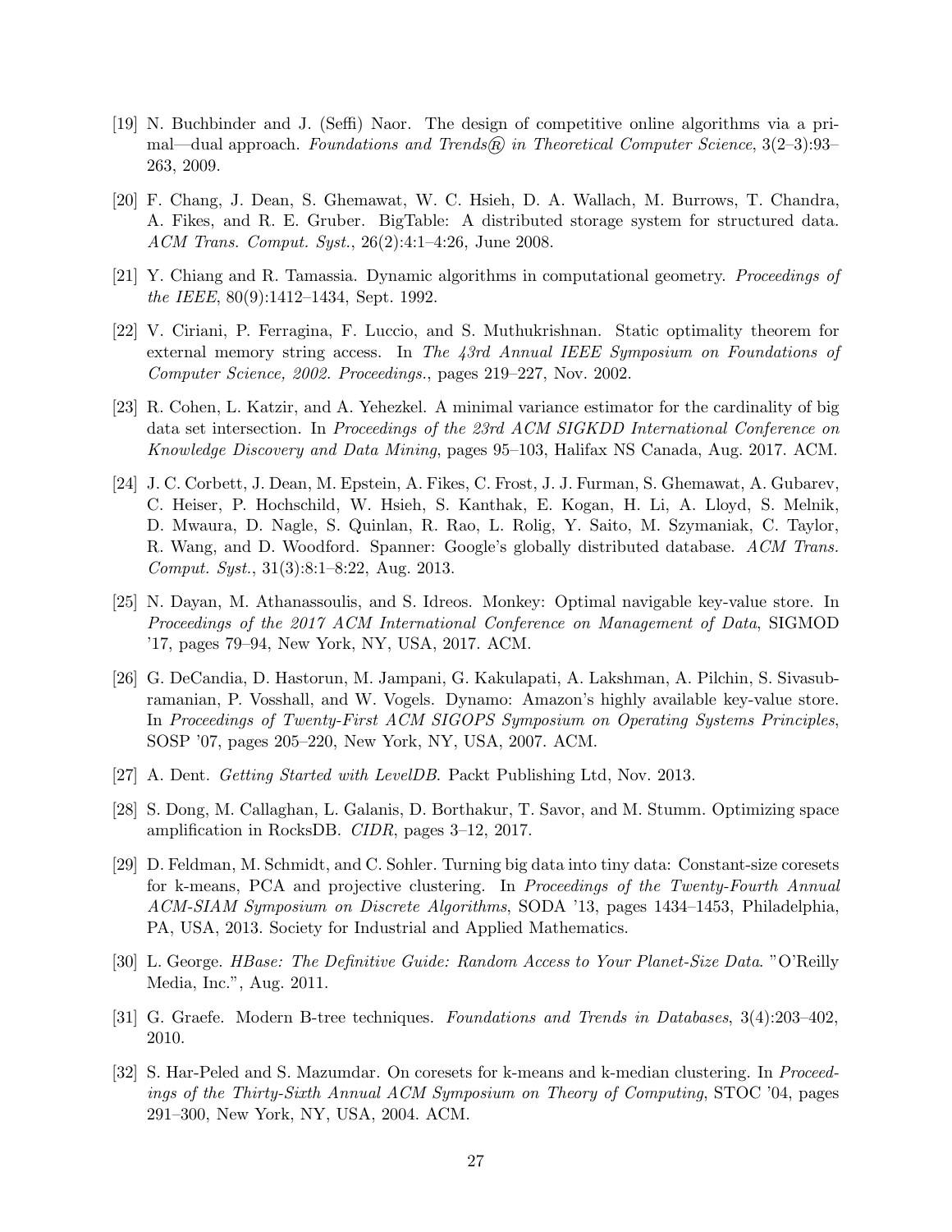[19] N. Buchbinder and J. (Seffi) Naor. The design of competitive online algorithms via a primal—dual approach. *Foundations and Trends® in Theoretical Computer Science*, 3(2–3):93–263, 2009.

[20] F. Chang, J. Dean, S. Ghemawat, W. C. Hsieh, D. A. Wallach, M. Burrows, T. Chandra, A. Fikes, and R. E. Gruber. BigTable: A distributed storage system for structured data. *ACM Trans. Comput. Syst.*, 26(2):4:1–4:26, June 2008.

[21] Y. Chiang and R. Tamassia. Dynamic algorithms in computational geometry. *Proceedings of the IEEE*, 80(9):1412–1434, Sept. 1992.

[22] V. Ciriani, P. Ferragina, F. Luccio, and S. Muthukrishnan. Static optimality theorem for external memory string access. In *The 43rd Annual IEEE Symposium on Foundations of Computer Science, 2002. Proceedings.*, pages 219–227, Nov. 2002.

[23] R. Cohen, L. Katzir, and A. Yehezkel. A minimal variance estimator for the cardinality of big data set intersection. In *Proceedings of the 23rd ACM SIGKDD International Conference on Knowledge Discovery and Data Mining*, pages 95–103, Halifax NS Canada, Aug. 2017. ACM.

[24] J. C. Corbett, J. Dean, M. Epstein, A. Fikes, C. Frost, J. J. Furman, S. Ghemawat, A. Gubarev, C. Heiser, P. Hochschild, W. Hsieh, S. Kanthak, E. Kogan, H. Li, A. Lloyd, S. Melnik, D. Mwaura, D. Nagle, S. Quinlan, R. Rao, L. Rolig, Y. Saito, M. Szymaniak, C. Taylor, R. Wang, and D. Woodford. Spanner: Google's globally distributed database. *ACM Trans. Comput. Syst.*, 31(3):8:1–8:22, Aug. 2013.

[25] N. Dayan, M. Athanassoulis, and S. Idreos. Monkey: Optimal navigable key-value store. In *Proceedings of the 2017 ACM International Conference on Management of Data*, SIGMOD '17, pages 79–94, New York, NY, USA, 2017. ACM.

[26] G. DeCandia, D. Hastorun, M. Jampani, G. Kakulapati, A. Lakshman, A. Pilchin, S. Sivasubramanian, P. Vosshall, and W. Vogels. Dynamo: Amazon's highly available key-value store. In *Proceedings of Twenty-First ACM SIGOPS Symposium on Operating Systems Principles*, SOSP '07, pages 205–220, New York, NY, USA, 2007. ACM.

[27] A. Dent. *Getting Started with LevelDB*. Packt Publishing Ltd, Nov. 2013.

[28] S. Dong, M. Callaghan, L. Galanis, D. Borthakur, T. Savor, and M. Stumm. Optimizing space amplification in RocksDB. *CIDR*, pages 3–12, 2017.

[29] D. Feldman, M. Schmidt, and C. Sohler. Turning big data into tiny data: Constant-size coresets for k-means, PCA and projective clustering. In *Proceedings of the Twenty-Fourth Annual ACM-SIAM Symposium on Discrete Algorithms*, SODA '13, pages 1434–1453, Philadelphia, PA, USA, 2013. Society for Industrial and Applied Mathematics.

[30] L. George. *HBase: The Definitive Guide: Random Access to Your Planet-Size Data*. "O'Reilly Media, Inc.", Aug. 2011.

[31] G. Graefe. Modern B-tree techniques. *Foundations and Trends in Databases*, 3(4):203–402, 2010.

[32] S. Har-Peled and S. Mazumdar. On coresets for k-means and k-median clustering. In *Proceedings of the Thirty-Sixth Annual ACM Symposium on Theory of Computing*, STOC '04, pages 291–300, New York, NY, USA, 2004. ACM.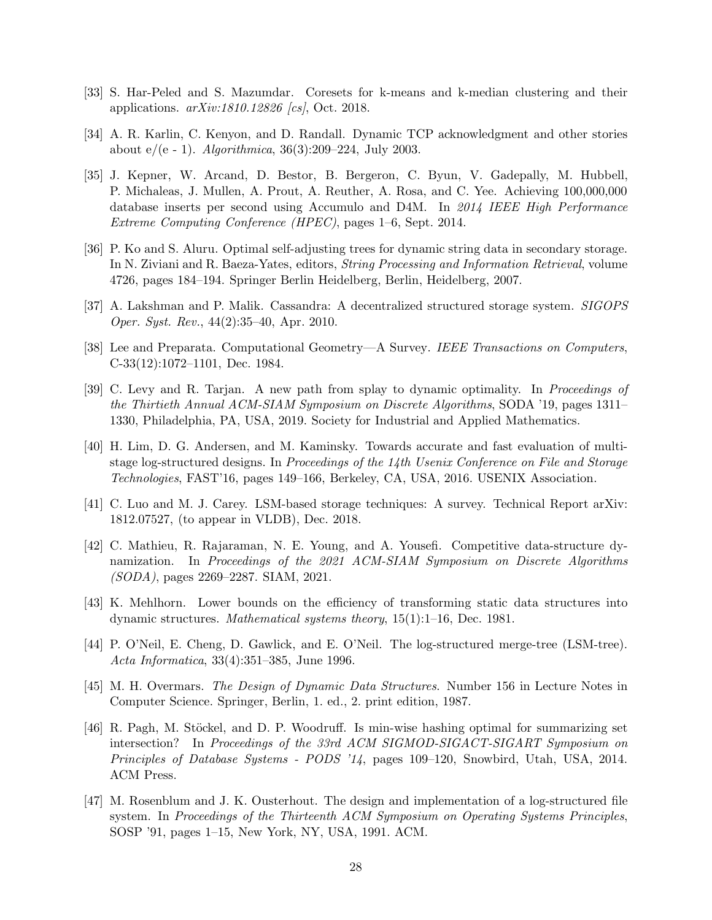[33] S. Har-Peled and S. Mazumdar. Coresets for k-means and k-median clustering and their applications. *arXiv:1810.12826 [cs]*, Oct. 2018.

[34] A. R. Karlin, C. Kenyon, and D. Randall. Dynamic TCP acknowledgment and other stories about e/(e - 1). *Algorithmica*, 36(3):209–224, July 2003.

[35] J. Kepner, W. Arcand, D. Bestor, B. Bergeron, C. Byun, V. Gadepally, M. Hubbell, P. Michaleas, J. Mullen, A. Prout, A. Reuther, A. Rosa, and C. Yee. Achieving 100,000,000 database inserts per second using Accumulo and D4M. In *2014 IEEE High Performance Extreme Computing Conference (HPEC)*, pages 1–6, Sept. 2014.

[36] P. Ko and S. Aluru. Optimal self-adjusting trees for dynamic string data in secondary storage. In N. Ziviani and R. Baeza-Yates, editors, *String Processing and Information Retrieval*, volume 4726, pages 184–194. Springer Berlin Heidelberg, Berlin, Heidelberg, 2007.

[37] A. Lakshman and P. Malik. Cassandra: A decentralized structured storage system. *SIGOPS Oper. Syst. Rev.*, 44(2):35–40, Apr. 2010.

[38] Lee and Preparata. Computational Geometry—A Survey. *IEEE Transactions on Computers*, C-33(12):1072–1101, Dec. 1984.

[39] C. Levy and R. Tarjan. A new path from splay to dynamic optimality. In *Proceedings of the Thirtieth Annual ACM-SIAM Symposium on Discrete Algorithms*, SODA '19, pages 1311–1330, Philadelphia, PA, USA, 2019. Society for Industrial and Applied Mathematics.

[40] H. Lim, D. G. Andersen, and M. Kaminsky. Towards accurate and fast evaluation of multi-stage log-structured designs. In *Proceedings of the 14th Usenix Conference on File and Storage Technologies*, FAST'16, pages 149–166, Berkeley, CA, USA, 2016. USENIX Association.

[41] C. Luo and M. J. Carey. LSM-based storage techniques: A survey. Technical Report arXiv: 1812.07527, (to appear in VLDB), Dec. 2018.

[42] C. Mathieu, R. Rajaraman, N. E. Young, and A. Yousefi. Competitive data-structure dynamization. In *Proceedings of the 2021 ACM-SIAM Symposium on Discrete Algorithms (SODA)*, pages 2269–2287. SIAM, 2021.

[43] K. Mehlhorn. Lower bounds on the efficiency of transforming static data structures into dynamic structures. *Mathematical systems theory*, 15(1):1–16, Dec. 1981.

[44] P. O'Neil, E. Cheng, D. Gawlick, and E. O'Neil. The log-structured merge-tree (LSM-tree). *Acta Informatica*, 33(4):351–385, June 1996.

[45] M. H. Overmars. *The Design of Dynamic Data Structures*. Number 156 in Lecture Notes in Computer Science. Springer, Berlin, 1. ed., 2. print edition, 1987.

[46] R. Pagh, M. Stöckel, and D. P. Woodruff. Is min-wise hashing optimal for summarizing set intersection? In *Proceedings of the 33rd ACM SIGMOD-SIGACT-SIGART Symposium on Principles of Database Systems - PODS '14*, pages 109–120, Snowbird, Utah, USA, 2014. ACM Press.

[47] M. Rosenblum and J. K. Ousterhout. The design and implementation of a log-structured file system. In *Proceedings of the Thirteenth ACM Symposium on Operating Systems Principles*, SOSP '91, pages 1–15, New York, NY, USA, 1991. ACM.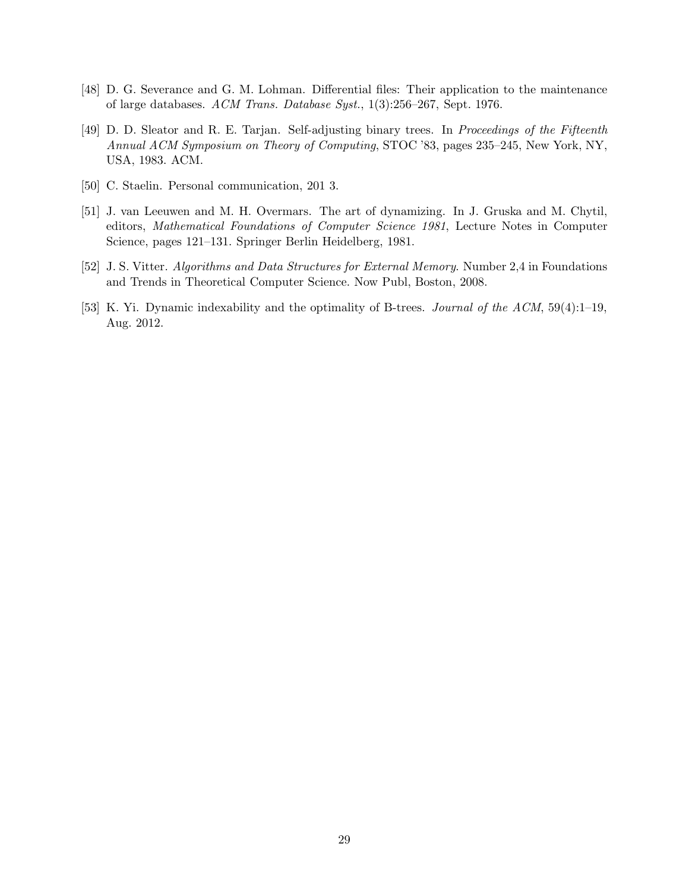[48] D. G. Severance and G. M. Lohman. Differential files: Their application to the maintenance of large databases. *ACM Trans. Database Syst.*, 1(3):256–267, Sept. 1976.

[49] D. D. Sleator and R. E. Tarjan. Self-adjusting binary trees. In *Proceedings of the Fifteenth Annual ACM Symposium on Theory of Computing*, STOC '83, pages 235–245, New York, NY, USA, 1983. ACM.

[50] C. Staelin. Personal communication, 201 3.

[51] J. van Leeuwen and M. H. Overmars. The art of dynamizing. In J. Gruska and M. Chytil, editors, *Mathematical Foundations of Computer Science 1981*, Lecture Notes in Computer Science, pages 121–131. Springer Berlin Heidelberg, 1981.

[52] J. S. Vitter. *Algorithms and Data Structures for External Memory*. Number 2,4 in Foundations and Trends in Theoretical Computer Science. Now Publ, Boston, 2008.

[53] K. Yi. Dynamic indexability and the optimality of B-trees. *Journal of the ACM*, 59(4):1–19, Aug. 2012.